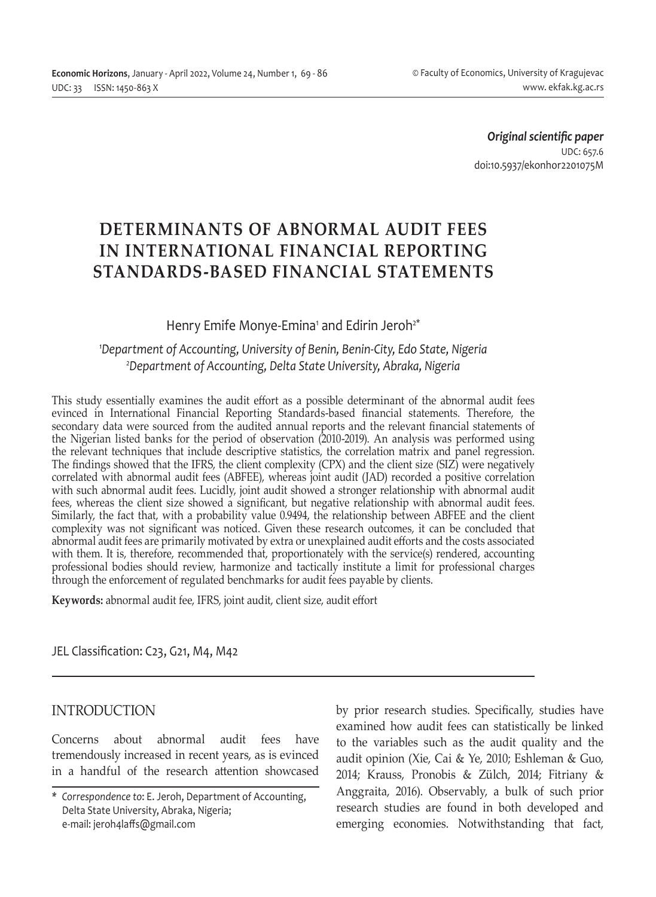*Original scientific paper*
UDC: 657.6
doi:10.5937/ekonhor2201075M

# DETERMINANTS OF ABNORMAL AUDIT FEES IN INTERNATIONAL FINANCIAL REPORTING STANDARDS-BASED FINANCIAL STATEMENTS

Henry Emife Monye-Emina[1] and Edirin Jeroh[2*]

[1]*Department of Accounting, University of Benin, Benin-City, Edo State, Nigeria*
[2]*Department of Accounting, Delta State University, Abraka, Nigeria*

This study essentially examines the audit effort as a possible determinant of the abnormal audit fees evinced in International Financial Reporting Standards-based financial statements. Therefore, the secondary data were sourced from the audited annual reports and the relevant financial statements of the Nigerian listed banks for the period of observation (2010-2019). An analysis was performed using the relevant techniques that include descriptive statistics, the correlation matrix and panel regression. The findings showed that the IFRS, the client complexity (CPX) and the client size (SIZ) were negatively correlated with abnormal audit fees (ABFEE), whereas joint audit (JAD) recorded a positive correlation with such abnormal audit fees. Lucidly, joint audit showed a stronger relationship with abnormal audit fees, whereas the client size showed a significant, but negative relationship with abnormal audit fees. Similarly, the fact that, with a probability value 0.9494, the relationship between ABFEE and the client complexity was not significant was noticed. Given these research outcomes, it can be concluded that abnormal audit fees are primarily motivated by extra or unexplained audit efforts and the costs associated with them. It is, therefore, recommended that, proportionately with the service(s) rendered, accounting professional bodies should review, harmonize and tactically institute a limit for professional charges through the enforcement of regulated benchmarks for audit fees payable by clients.

**Keywords:** abnormal audit fee, IFRS, joint audit, client size, audit effort

JEL Classification: C23, G21, M4, M42

## INTRODUCTION

Concerns about abnormal audit fees have tremendously increased in recent years, as is evinced in a handful of the research attention showcased by prior research studies. Specifically, studies have examined how audit fees can statistically be linked to the variables such as the audit quality and the audit opinion (Xie, Cai & Ye, 2010; Eshleman & Guo, 2014; Krauss, Pronobis & Zülch, 2014; Fitriany & Anggraita, 2016). Observably, a bulk of such prior research studies are found in both developed and emerging economies. Notwithstanding that fact,

\* *Correspondence to*: E. Jeroh, Department of Accounting, Delta State University, Abraka, Nigeria; e-mail: jeroh4laffs@gmail.com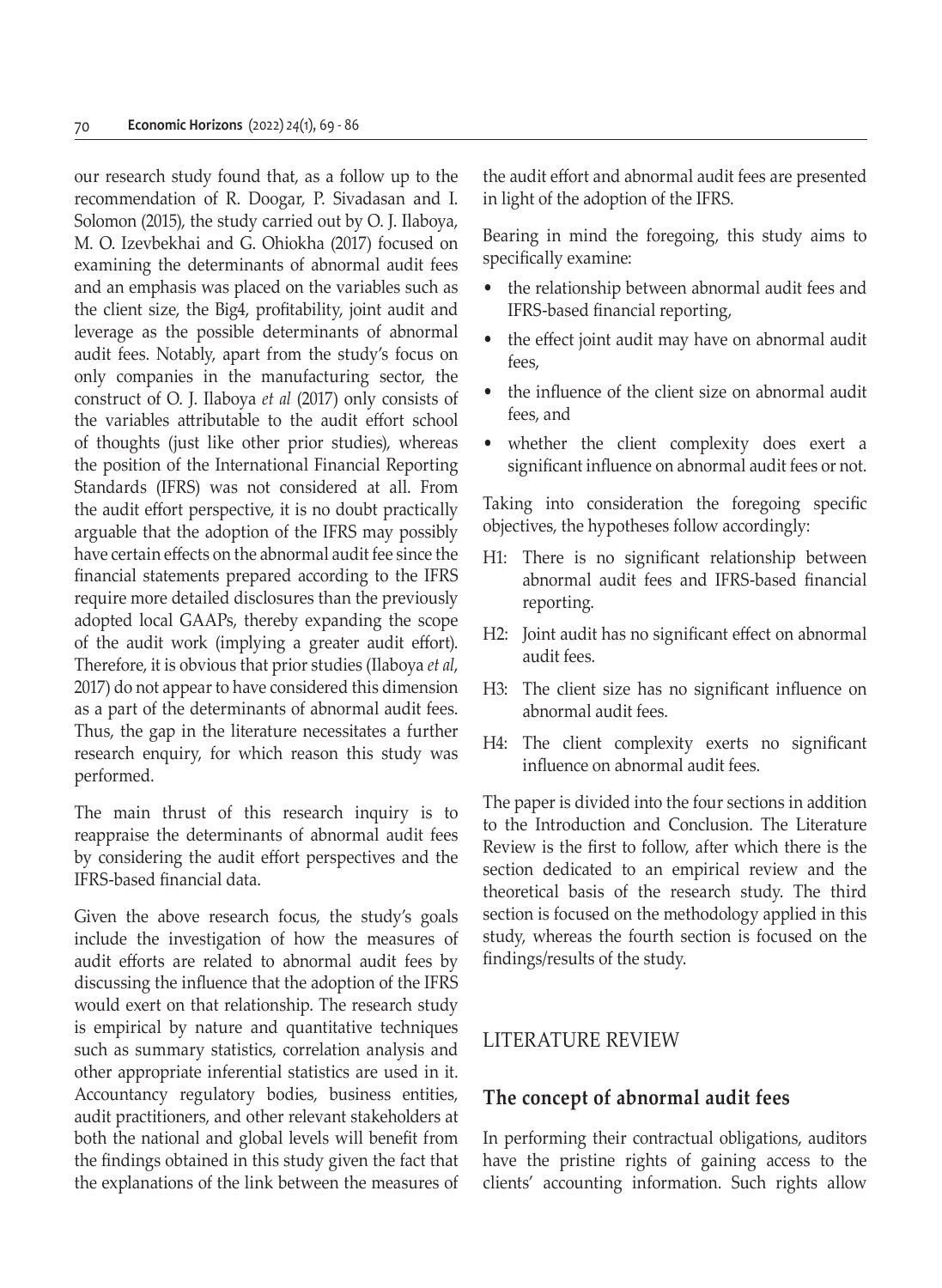our research study found that, as a follow up to the recommendation of R. Doogar, P. Sivadasan and I. Solomon (2015), the study carried out by O. J. Ilaboya, M. O. Izevbekhai and G. Ohiokha (2017) focused on examining the determinants of abnormal audit fees and an emphasis was placed on the variables such as the client size, the Big4, profitability, joint audit and leverage as the possible determinants of abnormal audit fees. Notably, apart from the study's focus on only companies in the manufacturing sector, the construct of O. J. Ilaboya *et al* (2017) only consists of the variables attributable to the audit effort school of thoughts (just like other prior studies), whereas the position of the International Financial Reporting Standards (IFRS) was not considered at all. From the audit effort perspective, it is no doubt practically arguable that the adoption of the IFRS may possibly have certain effects on the abnormal audit fee since the financial statements prepared according to the IFRS require more detailed disclosures than the previously adopted local GAAPs, thereby expanding the scope of the audit work (implying a greater audit effort). Therefore, it is obvious that prior studies (Ilaboya *et al*, 2017) do not appear to have considered this dimension as a part of the determinants of abnormal audit fees. Thus, the gap in the literature necessitates a further research enquiry, for which reason this study was performed.

The main thrust of this research inquiry is to reappraise the determinants of abnormal audit fees by considering the audit effort perspectives and the IFRS-based financial data.

Given the above research focus, the study's goals include the investigation of how the measures of audit efforts are related to abnormal audit fees by discussing the influence that the adoption of the IFRS would exert on that relationship. The research study is empirical by nature and quantitative techniques such as summary statistics, correlation analysis and other appropriate inferential statistics are used in it. Accountancy regulatory bodies, business entities, audit practitioners, and other relevant stakeholders at both the national and global levels will benefit from the findings obtained in this study given the fact that the explanations of the link between the measures of the audit effort and abnormal audit fees are presented in light of the adoption of the IFRS.

Bearing in mind the foregoing, this study aims to specifically examine:

- the relationship between abnormal audit fees and IFRS-based financial reporting,
- the effect joint audit may have on abnormal audit fees,
- the influence of the client size on abnormal audit fees, and
- whether the client complexity does exert a significant influence on abnormal audit fees or not.

Taking into consideration the foregoing specific objectives, the hypotheses follow accordingly:

H1: There is no significant relationship between abnormal audit fees and IFRS-based financial reporting.

H2: Joint audit has no significant effect on abnormal audit fees.

H3: The client size has no significant influence on abnormal audit fees.

H4: The client complexity exerts no significant influence on abnormal audit fees.

The paper is divided into the four sections in addition to the Introduction and Conclusion. The Literature Review is the first to follow, after which there is the section dedicated to an empirical review and the theoretical basis of the research study. The third section is focused on the methodology applied in this study, whereas the fourth section is focused on the findings/results of the study.

## LITERATURE REVIEW

### The concept of abnormal audit fees

In performing their contractual obligations, auditors have the pristine rights of gaining access to the clients' accounting information. Such rights allow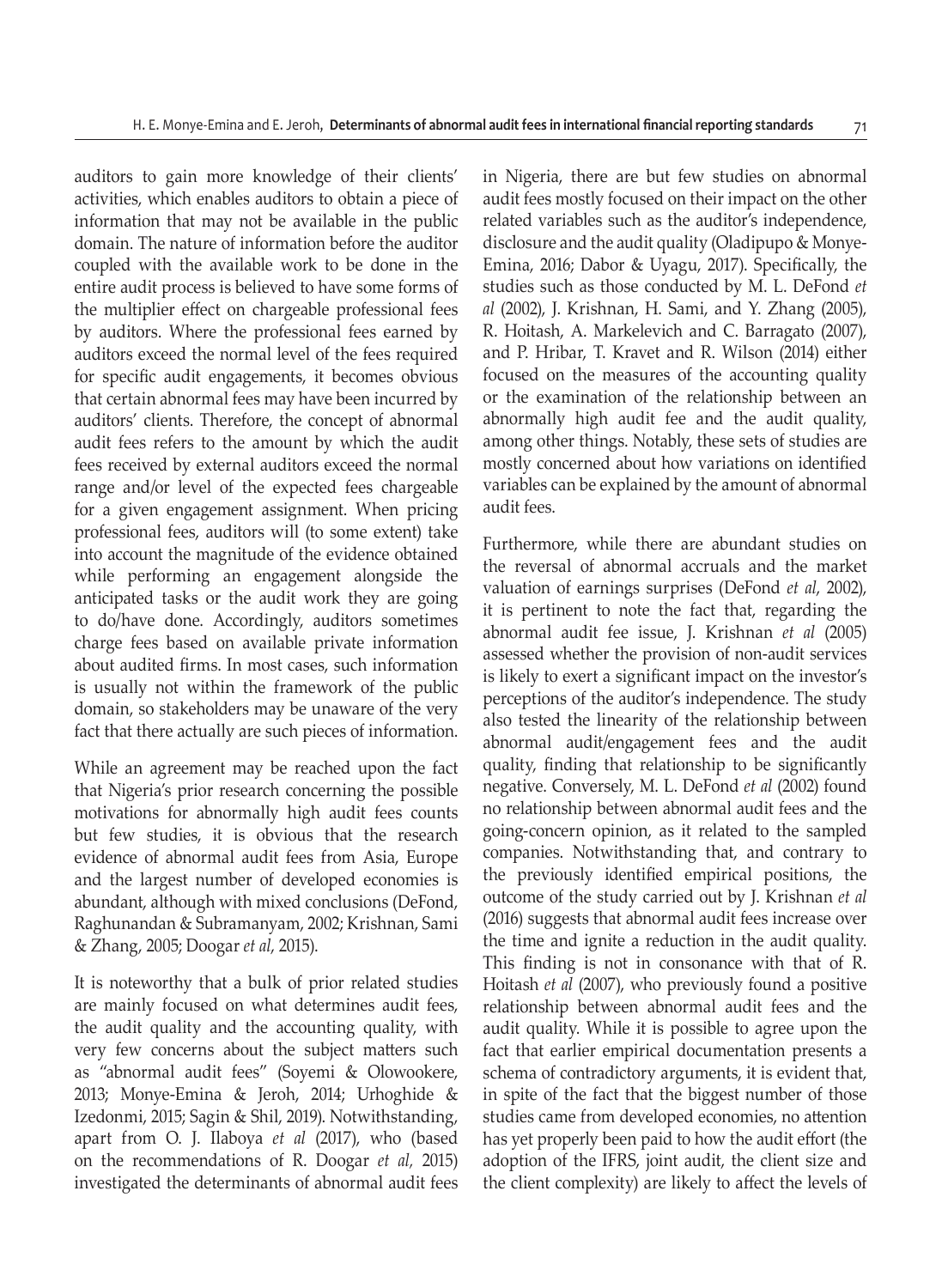auditors to gain more knowledge of their clients' activities, which enables auditors to obtain a piece of information that may not be available in the public domain. The nature of information before the auditor coupled with the available work to be done in the entire audit process is believed to have some forms of the multiplier effect on chargeable professional fees by auditors. Where the professional fees earned by auditors exceed the normal level of the fees required for specific audit engagements, it becomes obvious that certain abnormal fees may have been incurred by auditors' clients. Therefore, the concept of abnormal audit fees refers to the amount by which the audit fees received by external auditors exceed the normal range and/or level of the expected fees chargeable for a given engagement assignment. When pricing professional fees, auditors will (to some extent) take into account the magnitude of the evidence obtained while performing an engagement alongside the anticipated tasks or the audit work they are going to do/have done. Accordingly, auditors sometimes charge fees based on available private information about audited firms. In most cases, such information is usually not within the framework of the public domain, so stakeholders may be unaware of the very fact that there actually are such pieces of information.

While an agreement may be reached upon the fact that Nigeria's prior research concerning the possible motivations for abnormally high audit fees counts but few studies, it is obvious that the research evidence of abnormal audit fees from Asia, Europe and the largest number of developed economies is abundant, although with mixed conclusions (DeFond, Raghunandan & Subramanyam, 2002; Krishnan, Sami & Zhang, 2005; Doogar *et al*, 2015).

It is noteworthy that a bulk of prior related studies are mainly focused on what determines audit fees, the audit quality and the accounting quality, with very few concerns about the subject matters such as "abnormal audit fees" (Soyemi & Olowookere, 2013; Monye-Emina & Jeroh, 2014; Urhoghide & Izedonmi, 2015; Sagin & Shil, 2019). Notwithstanding, apart from O. J. Ilaboya *et al* (2017), who (based on the recommendations of R. Doogar *et al*, 2015) investigated the determinants of abnormal audit fees in Nigeria, there are but few studies on abnormal audit fees mostly focused on their impact on the other related variables such as the auditor's independence, disclosure and the audit quality (Oladipupo & Monye-Emina, 2016; Dabor & Uyagu, 2017). Specifically, the studies such as those conducted by M. L. DeFond *et al* (2002), J. Krishnan, H. Sami, and Y. Zhang (2005), R. Hoitash, A. Markelevich and C. Barragato (2007), and P. Hribar, T. Kravet and R. Wilson (2014) either focused on the measures of the accounting quality or the examination of the relationship between an abnormally high audit fee and the audit quality, among other things. Notably, these sets of studies are mostly concerned about how variations on identified variables can be explained by the amount of abnormal audit fees.

Furthermore, while there are abundant studies on the reversal of abnormal accruals and the market valuation of earnings surprises (DeFond *et al*, 2002), it is pertinent to note the fact that, regarding the abnormal audit fee issue, J. Krishnan *et al* (2005) assessed whether the provision of non-audit services is likely to exert a significant impact on the investor's perceptions of the auditor's independence. The study also tested the linearity of the relationship between abnormal audit/engagement fees and the audit quality, finding that relationship to be significantly negative. Conversely, M. L. DeFond *et al* (2002) found no relationship between abnormal audit fees and the going-concern opinion, as it related to the sampled companies. Notwithstanding that, and contrary to the previously identified empirical positions, the outcome of the study carried out by J. Krishnan *et al* (2016) suggests that abnormal audit fees increase over the time and ignite a reduction in the audit quality. This finding is not in consonance with that of R. Hoitash *et al* (2007), who previously found a positive relationship between abnormal audit fees and the audit quality. While it is possible to agree upon the fact that earlier empirical documentation presents a schema of contradictory arguments, it is evident that, in spite of the fact that the biggest number of those studies came from developed economies, no attention has yet properly been paid to how the audit effort (the adoption of the IFRS, joint audit, the client size and the client complexity) are likely to affect the levels of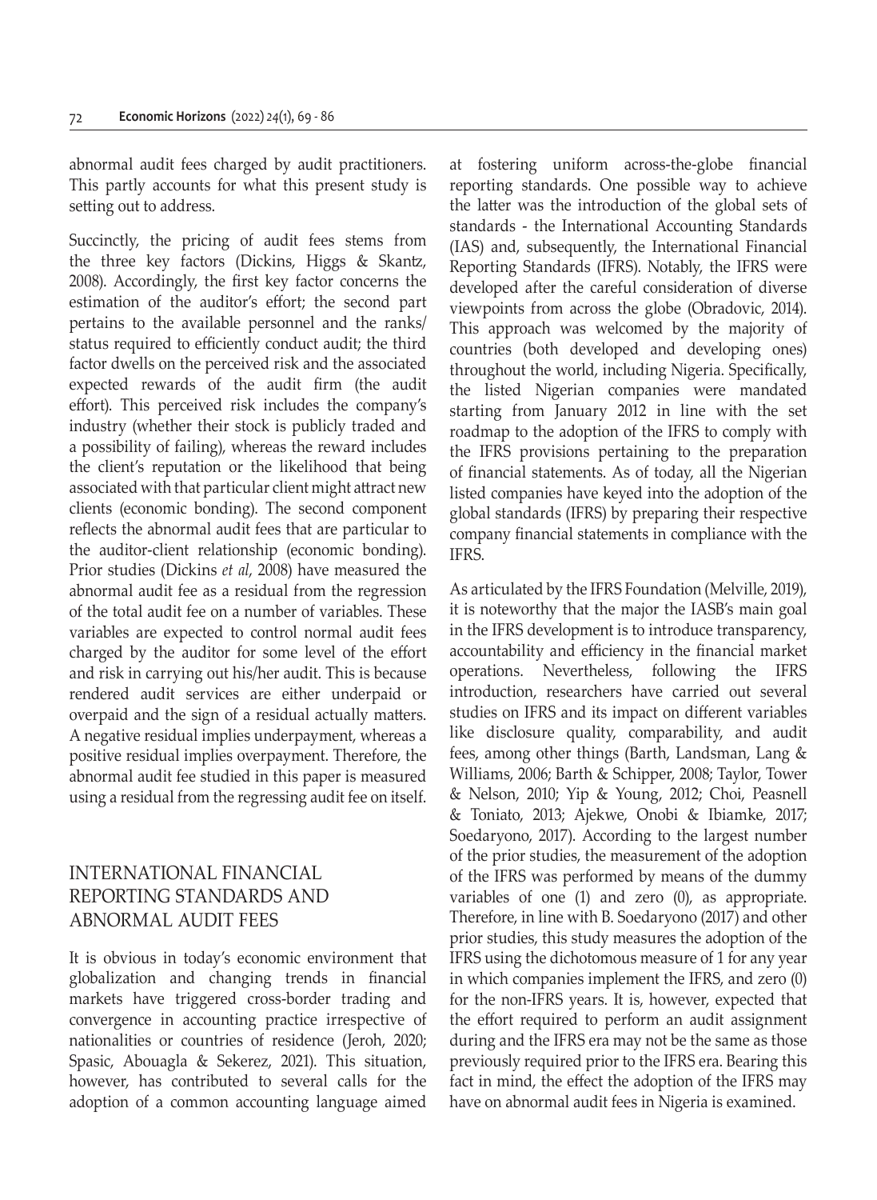abnormal audit fees charged by audit practitioners. This partly accounts for what this present study is setting out to address.

Succinctly, the pricing of audit fees stems from the three key factors (Dickins, Higgs & Skantz, 2008). Accordingly, the first key factor concerns the estimation of the auditor's effort; the second part pertains to the available personnel and the ranks/status required to efficiently conduct audit; the third factor dwells on the perceived risk and the associated expected rewards of the audit firm (the audit effort). This perceived risk includes the company's industry (whether their stock is publicly traded and a possibility of failing), whereas the reward includes the client's reputation or the likelihood that being associated with that particular client might attract new clients (economic bonding). The second component reflects the abnormal audit fees that are particular to the auditor-client relationship (economic bonding). Prior studies (Dickins *et al*, 2008) have measured the abnormal audit fee as a residual from the regression of the total audit fee on a number of variables. These variables are expected to control normal audit fees charged by the auditor for some level of the effort and risk in carrying out his/her audit. This is because rendered audit services are either underpaid or overpaid and the sign of a residual actually matters. A negative residual implies underpayment, whereas a positive residual implies overpayment. Therefore, the abnormal audit fee studied in this paper is measured using a residual from the regressing audit fee on itself.

## INTERNATIONAL FINANCIAL REPORTING STANDARDS AND ABNORMAL AUDIT FEES

It is obvious in today's economic environment that globalization and changing trends in financial markets have triggered cross-border trading and convergence in accounting practice irrespective of nationalities or countries of residence (Jeroh, 2020; Spasic, Abouagla & Sekerez, 2021). This situation, however, has contributed to several calls for the adoption of a common accounting language aimed at fostering uniform across-the-globe financial reporting standards. One possible way to achieve the latter was the introduction of the global sets of standards - the International Accounting Standards (IAS) and, subsequently, the International Financial Reporting Standards (IFRS). Notably, the IFRS were developed after the careful consideration of diverse viewpoints from across the globe (Obradovic, 2014). This approach was welcomed by the majority of countries (both developed and developing ones) throughout the world, including Nigeria. Specifically, the listed Nigerian companies were mandated starting from January 2012 in line with the set roadmap to the adoption of the IFRS to comply with the IFRS provisions pertaining to the preparation of financial statements. As of today, all the Nigerian listed companies have keyed into the adoption of the global standards (IFRS) by preparing their respective company financial statements in compliance with the IFRS.

As articulated by the IFRS Foundation (Melville, 2019), it is noteworthy that the major the IASB's main goal in the IFRS development is to introduce transparency, accountability and efficiency in the financial market operations. Nevertheless, following the IFRS introduction, researchers have carried out several studies on IFRS and its impact on different variables like disclosure quality, comparability, and audit fees, among other things (Barth, Landsman, Lang & Williams, 2006; Barth & Schipper, 2008; Taylor, Tower & Nelson, 2010; Yip & Young, 2012; Choi, Peasnell & Toniato, 2013; Ajekwe, Onobi & Ibiamke, 2017; Soedaryono, 2017). According to the largest number of the prior studies, the measurement of the adoption of the IFRS was performed by means of the dummy variables of one (1) and zero (0), as appropriate. Therefore, in line with B. Soedaryono (2017) and other prior studies, this study measures the adoption of the IFRS using the dichotomous measure of 1 for any year in which companies implement the IFRS, and zero (0) for the non-IFRS years. It is, however, expected that the effort required to perform an audit assignment during and the IFRS era may not be the same as those previously required prior to the IFRS era. Bearing this fact in mind, the effect the adoption of the IFRS may have on abnormal audit fees in Nigeria is examined.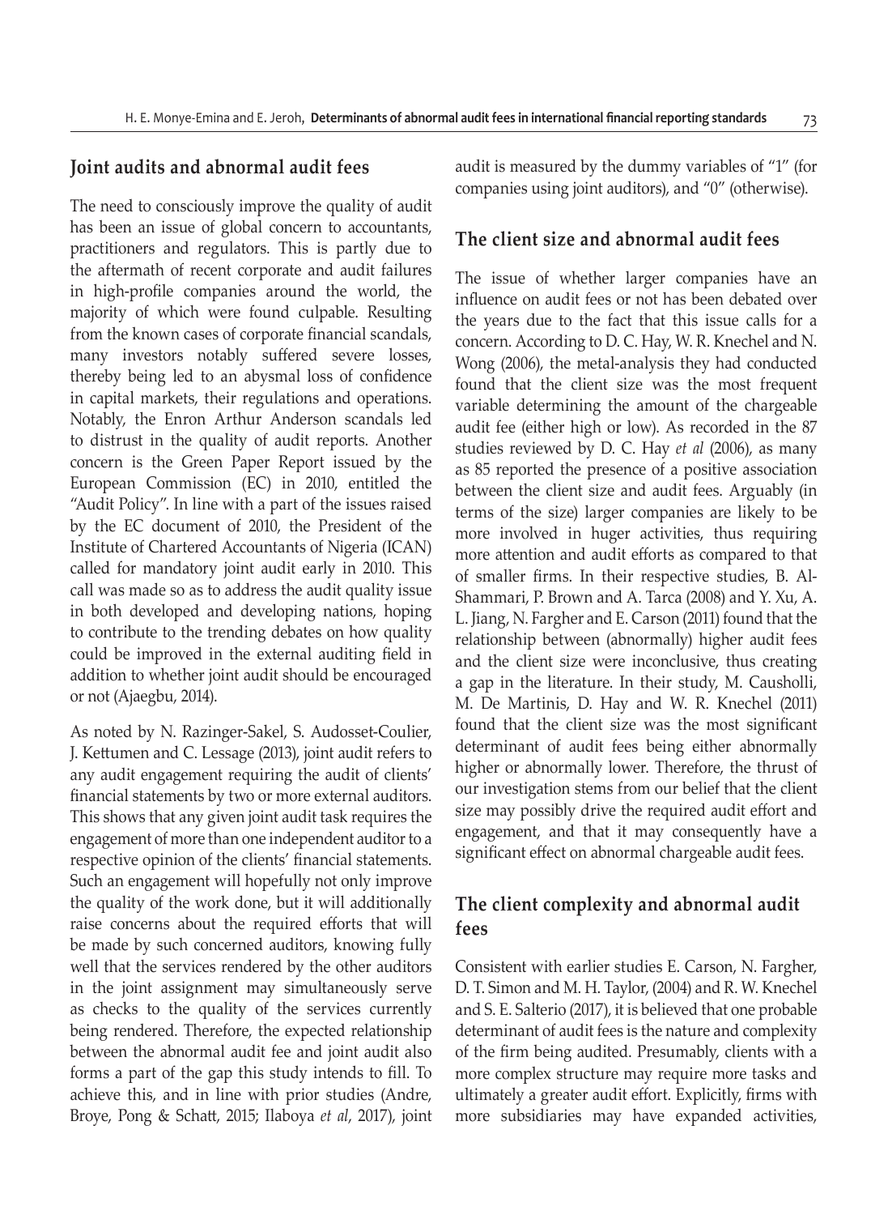## Joint audits and abnormal audit fees

The need to consciously improve the quality of audit has been an issue of global concern to accountants, practitioners and regulators. This is partly due to the aftermath of recent corporate and audit failures in high-profile companies around the world, the majority of which were found culpable. Resulting from the known cases of corporate financial scandals, many investors notably suffered severe losses, thereby being led to an abysmal loss of confidence in capital markets, their regulations and operations. Notably, the Enron Arthur Anderson scandals led to distrust in the quality of audit reports. Another concern is the Green Paper Report issued by the European Commission (EC) in 2010, entitled the "Audit Policy". In line with a part of the issues raised by the EC document of 2010, the President of the Institute of Chartered Accountants of Nigeria (ICAN) called for mandatory joint audit early in 2010. This call was made so as to address the audit quality issue in both developed and developing nations, hoping to contribute to the trending debates on how quality could be improved in the external auditing field in addition to whether joint audit should be encouraged or not (Ajaegbu, 2014).

As noted by N. Razinger-Sakel, S. Audosset-Coulier, J. Kettumen and C. Lessage (2013), joint audit refers to any audit engagement requiring the audit of clients' financial statements by two or more external auditors. This shows that any given joint audit task requires the engagement of more than one independent auditor to a respective opinion of the clients' financial statements. Such an engagement will hopefully not only improve the quality of the work done, but it will additionally raise concerns about the required efforts that will be made by such concerned auditors, knowing fully well that the services rendered by the other auditors in the joint assignment may simultaneously serve as checks to the quality of the services currently being rendered. Therefore, the expected relationship between the abnormal audit fee and joint audit also forms a part of the gap this study intends to fill. To achieve this, and in line with prior studies (Andre, Broye, Pong & Schatt, 2015; Ilaboya *et al*, 2017), joint audit is measured by the dummy variables of "1" (for companies using joint auditors), and "0" (otherwise).

## The client size and abnormal audit fees

The issue of whether larger companies have an influence on audit fees or not has been debated over the years due to the fact that this issue calls for a concern. According to D. C. Hay, W. R. Knechel and N. Wong (2006), the metal-analysis they had conducted found that the client size was the most frequent variable determining the amount of the chargeable audit fee (either high or low). As recorded in the 87 studies reviewed by D. C. Hay *et al* (2006), as many as 85 reported the presence of a positive association between the client size and audit fees. Arguably (in terms of the size) larger companies are likely to be more involved in huger activities, thus requiring more attention and audit efforts as compared to that of smaller firms. In their respective studies, B. Al-Shammari, P. Brown and A. Tarca (2008) and Y. Xu, A. L. Jiang, N. Fargher and E. Carson (2011) found that the relationship between (abnormally) higher audit fees and the client size were inconclusive, thus creating a gap in the literature. In their study, M. Causholli, M. De Martinis, D. Hay and W. R. Knechel (2011) found that the client size was the most significant determinant of audit fees being either abnormally higher or abnormally lower. Therefore, the thrust of our investigation stems from our belief that the client size may possibly drive the required audit effort and engagement, and that it may consequently have a significant effect on abnormal chargeable audit fees.

## The client complexity and abnormal audit fees

Consistent with earlier studies E. Carson, N. Fargher, D. T. Simon and M. H. Taylor, (2004) and R. W. Knechel and S. E. Salterio (2017), it is believed that one probable determinant of audit fees is the nature and complexity of the firm being audited. Presumably, clients with a more complex structure may require more tasks and ultimately a greater audit effort. Explicitly, firms with more subsidiaries may have expanded activities,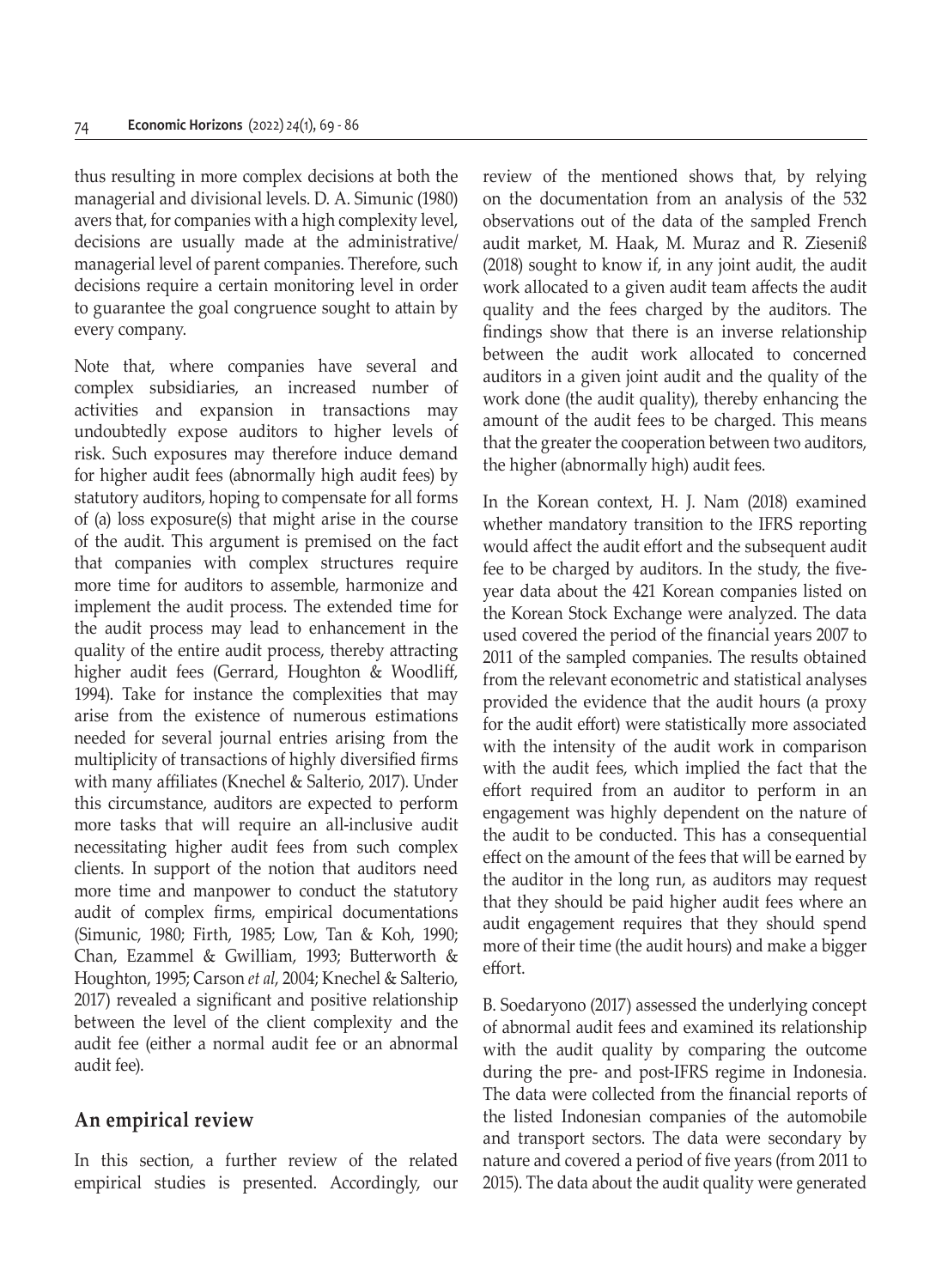thus resulting in more complex decisions at both the managerial and divisional levels. D. A. Simunic (1980) avers that, for companies with a high complexity level, decisions are usually made at the administrative/managerial level of parent companies. Therefore, such decisions require a certain monitoring level in order to guarantee the goal congruence sought to attain by every company.

Note that, where companies have several and complex subsidiaries, an increased number of activities and expansion in transactions may undoubtedly expose auditors to higher levels of risk. Such exposures may therefore induce demand for higher audit fees (abnormally high audit fees) by statutory auditors, hoping to compensate for all forms of (a) loss exposure(s) that might arise in the course of the audit. This argument is premised on the fact that companies with complex structures require more time for auditors to assemble, harmonize and implement the audit process. The extended time for the audit process may lead to enhancement in the quality of the entire audit process, thereby attracting higher audit fees (Gerrard, Houghton & Woodliff, 1994). Take for instance the complexities that may arise from the existence of numerous estimations needed for several journal entries arising from the multiplicity of transactions of highly diversified firms with many affiliates (Knechel & Salterio, 2017). Under this circumstance, auditors are expected to perform more tasks that will require an all-inclusive audit necessitating higher audit fees from such complex clients. In support of the notion that auditors need more time and manpower to conduct the statutory audit of complex firms, empirical documentations (Simunic, 1980; Firth, 1985; Low, Tan & Koh, 1990; Chan, Ezammel & Gwilliam, 1993; Butterworth & Houghton, 1995; Carson *et al*, 2004; Knechel & Salterio, 2017) revealed a significant and positive relationship between the level of the client complexity and the audit fee (either a normal audit fee or an abnormal audit fee).

## An empirical review

In this section, a further review of the related empirical studies is presented. Accordingly, our review of the mentioned shows that, by relying on the documentation from an analysis of the 532 observations out of the data of the sampled French audit market, M. Haak, M. Muraz and R. Ziesenіß (2018) sought to know if, in any joint audit, the audit work allocated to a given audit team affects the audit quality and the fees charged by the auditors. The findings show that there is an inverse relationship between the audit work allocated to concerned auditors in a given joint audit and the quality of the work done (the audit quality), thereby enhancing the amount of the audit fees to be charged. This means that the greater the cooperation between two auditors, the higher (abnormally high) audit fees.

In the Korean context, H. J. Nam (2018) examined whether mandatory transition to the IFRS reporting would affect the audit effort and the subsequent audit fee to be charged by auditors. In the study, the five-year data about the 421 Korean companies listed on the Korean Stock Exchange were analyzed. The data used covered the period of the financial years 2007 to 2011 of the sampled companies. The results obtained from the relevant econometric and statistical analyses provided the evidence that the audit hours (a proxy for the audit effort) were statistically more associated with the intensity of the audit work in comparison with the audit fees, which implied the fact that the effort required from an auditor to perform in an engagement was highly dependent on the nature of the audit to be conducted. This has a consequential effect on the amount of the fees that will be earned by the auditor in the long run, as auditors may request that they should be paid higher audit fees where an audit engagement requires that they should spend more of their time (the audit hours) and make a bigger effort.

B. Soedaryono (2017) assessed the underlying concept of abnormal audit fees and examined its relationship with the audit quality by comparing the outcome during the pre- and post-IFRS regime in Indonesia. The data were collected from the financial reports of the listed Indonesian companies of the automobile and transport sectors. The data were secondary by nature and covered a period of five years (from 2011 to 2015). The data about the audit quality were generated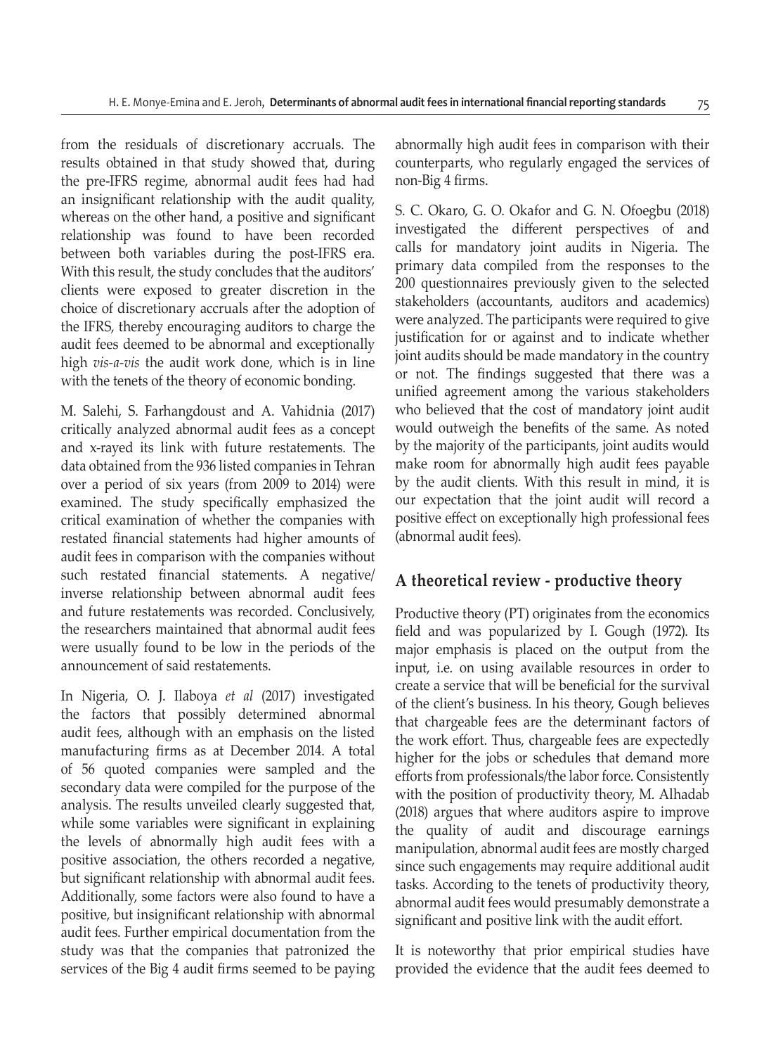from the residuals of discretionary accruals. The results obtained in that study showed that, during the pre-IFRS regime, abnormal audit fees had had an insignificant relationship with the audit quality, whereas on the other hand, a positive and significant relationship was found to have been recorded between both variables during the post-IFRS era. With this result, the study concludes that the auditors' clients were exposed to greater discretion in the choice of discretionary accruals after the adoption of the IFRS, thereby encouraging auditors to charge the audit fees deemed to be abnormal and exceptionally high *vis-a-vis* the audit work done, which is in line with the tenets of the theory of economic bonding.

M. Salehi, S. Farhangdoust and A. Vahidnia (2017) critically analyzed abnormal audit fees as a concept and x-rayed its link with future restatements. The data obtained from the 936 listed companies in Tehran over a period of six years (from 2009 to 2014) were examined. The study specifically emphasized the critical examination of whether the companies with restated financial statements had higher amounts of audit fees in comparison with the companies without such restated financial statements. A negative/inverse relationship between abnormal audit fees and future restatements was recorded. Conclusively, the researchers maintained that abnormal audit fees were usually found to be low in the periods of the announcement of said restatements.

In Nigeria, O. J. Ilaboya *et al* (2017) investigated the factors that possibly determined abnormal audit fees, although with an emphasis on the listed manufacturing firms as at December 2014. A total of 56 quoted companies were sampled and the secondary data were compiled for the purpose of the analysis. The results unveiled clearly suggested that, while some variables were significant in explaining the levels of abnormally high audit fees with a positive association, the others recorded a negative, but significant relationship with abnormal audit fees. Additionally, some factors were also found to have a positive, but insignificant relationship with abnormal audit fees. Further empirical documentation from the study was that the companies that patronized the services of the Big 4 audit firms seemed to be paying abnormally high audit fees in comparison with their counterparts, who regularly engaged the services of non-Big 4 firms.

S. C. Okaro, G. O. Okafor and G. N. Ofoegbu (2018) investigated the different perspectives of and calls for mandatory joint audits in Nigeria. The primary data compiled from the responses to the 200 questionnaires previously given to the selected stakeholders (accountants, auditors and academics) were analyzed. The participants were required to give justification for or against and to indicate whether joint audits should be made mandatory in the country or not. The findings suggested that there was a unified agreement among the various stakeholders who believed that the cost of mandatory joint audit would outweigh the benefits of the same. As noted by the majority of the participants, joint audits would make room for abnormally high audit fees payable by the audit clients. With this result in mind, it is our expectation that the joint audit will record a positive effect on exceptionally high professional fees (abnormal audit fees).

## A theoretical review - productive theory

Productive theory (PT) originates from the economics field and was popularized by I. Gough (1972). Its major emphasis is placed on the output from the input, i.e. on using available resources in order to create a service that will be beneficial for the survival of the client's business. In his theory, Gough believes that chargeable fees are the determinant factors of the work effort. Thus, chargeable fees are expectedly higher for the jobs or schedules that demand more efforts from professionals/the labor force. Consistently with the position of productivity theory, M. Alhadab (2018) argues that where auditors aspire to improve the quality of audit and discourage earnings manipulation, abnormal audit fees are mostly charged since such engagements may require additional audit tasks. According to the tenets of productivity theory, abnormal audit fees would presumably demonstrate a significant and positive link with the audit effort.

It is noteworthy that prior empirical studies have provided the evidence that the audit fees deemed to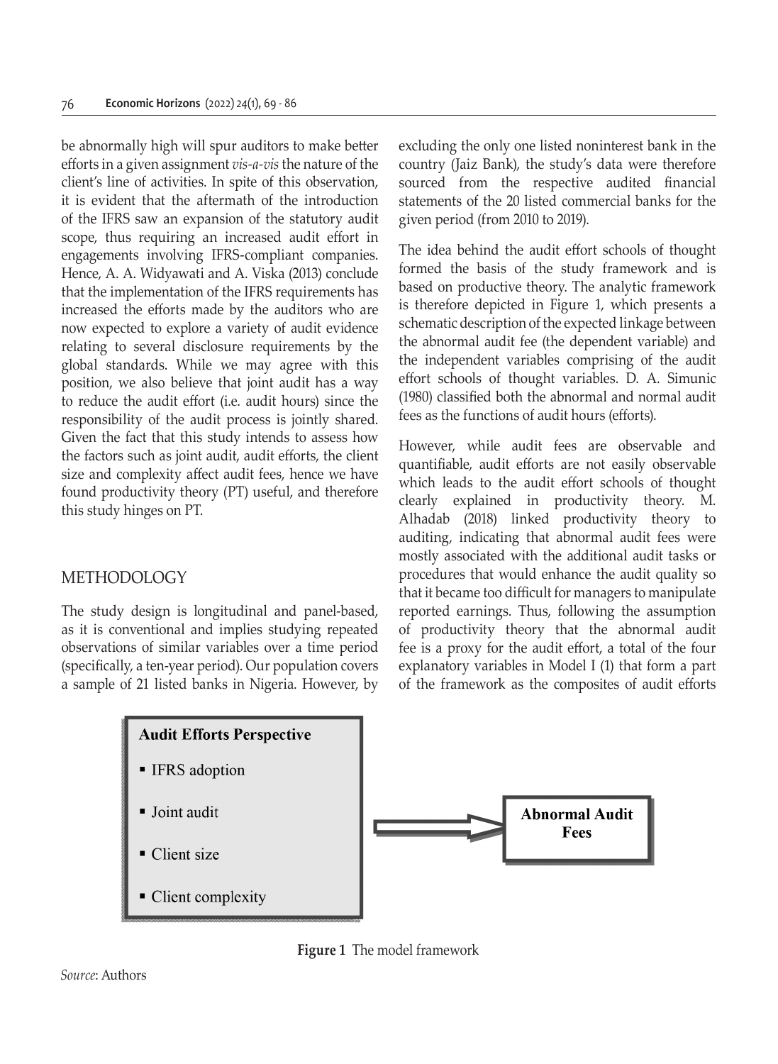be abnormally high will spur auditors to make better efforts in a given assignment *vis-a-vis* the nature of the client's line of activities. In spite of this observation, it is evident that the aftermath of the introduction of the IFRS saw an expansion of the statutory audit scope, thus requiring an increased audit effort in engagements involving IFRS-compliant companies. Hence, A. A. Widyawati and A. Viska (2013) conclude that the implementation of the IFRS requirements has increased the efforts made by the auditors who are now expected to explore a variety of audit evidence relating to several disclosure requirements by the global standards. While we may agree with this position, we also believe that joint audit has a way to reduce the audit effort (i.e. audit hours) since the responsibility of the audit process is jointly shared. Given the fact that this study intends to assess how the factors such as joint audit, audit efforts, the client size and complexity affect audit fees, hence we have found productivity theory (PT) useful, and therefore this study hinges on PT.

## METHODOLOGY

The study design is longitudinal and panel-based, as it is conventional and implies studying repeated observations of similar variables over a time period (specifically, a ten-year period). Our population covers a sample of 21 listed banks in Nigeria. However, by excluding the only one listed noninterest bank in the country (Jaiz Bank), the study's data were therefore sourced from the respective audited financial statements of the 20 listed commercial banks for the given period (from 2010 to 2019).

The idea behind the audit effort schools of thought formed the basis of the study framework and is based on productive theory. The analytic framework is therefore depicted in Figure 1, which presents a schematic description of the expected linkage between the abnormal audit fee (the dependent variable) and the independent variables comprising of the audit effort schools of thought variables. D. A. Simunic (1980) classified both the abnormal and normal audit fees as the functions of audit hours (efforts).

However, while audit fees are observable and quantifiable, audit efforts are not easily observable which leads to the audit effort schools of thought clearly explained in productivity theory. M. Alhadab (2018) linked productivity theory to auditing, indicating that abnormal audit fees were mostly associated with the additional audit tasks or procedures that would enhance the audit quality so that it became too difficult for managers to manipulate reported earnings. Thus, following the assumption of productivity theory that the abnormal audit fee is a proxy for the audit effort, a total of the four explanatory variables in Model I (1) that form a part of the framework as the composites of audit efforts

**Audit Efforts Perspective**

- IFRS adoption
- Joint audit
- Client size
- Client complexity

→ **Abnormal Audit Fees**

**Figure 1** The model framework

*Source*: Authors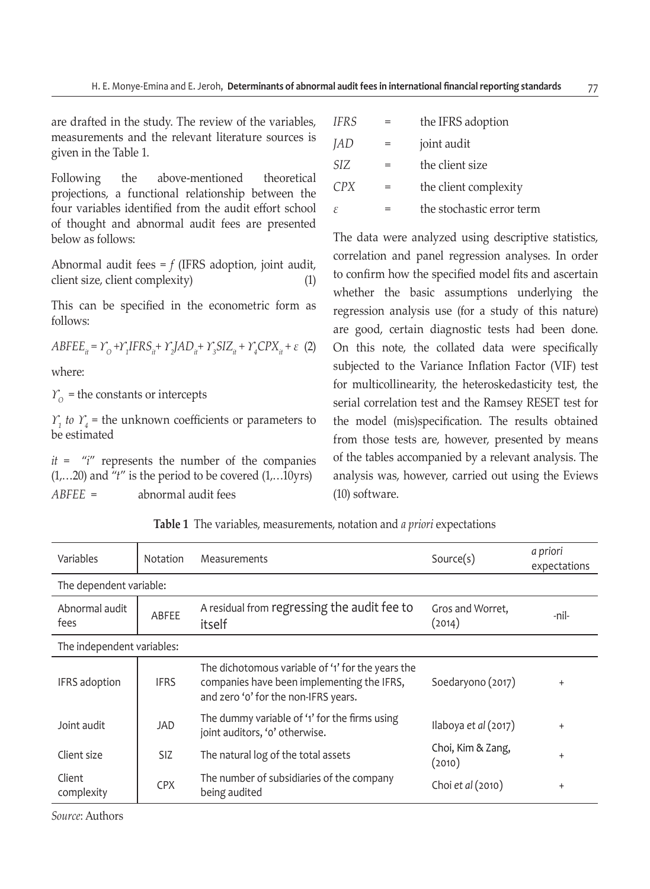are drafted in the study. The review of the variables, measurements and the relevant literature sources is given in the Table 1.

Following the above-mentioned theoretical projections, a functional relationship between the four variables identified from the audit effort school of thought and abnormal audit fees are presented below as follows:

Abnormal audit fees = *f* (IFRS adoption, joint audit, client size, client complexity) (1)

This can be specified in the econometric form as follows:

$$ABFEE_{it} = \Upsilon_O + \Upsilon_1 IFRS_{it} + \Upsilon_2 JAD_{it} + \Upsilon_3 SIZ_{it} + \Upsilon_4 CPX_{it} + \varepsilon \quad (2)$$

where:

$\Upsilon_O$ = the constants or intercepts

$\Upsilon_1$ *to* $\Upsilon_4$ = the unknown coefficients or parameters to be estimated

*it* = "*i*" represents the number of the companies (1,…20) and "*t*" is the period to be covered (1,…10yrs)

*ABFEE* = abnormal audit fees

*IFRS* = the IFRS adoption

*JAD* = joint audit

*SIZ* = the client size

*CPX* = the client complexity

$\varepsilon$ = the stochastic error term

The data were analyzed using descriptive statistics, correlation and panel regression analyses. In order to confirm how the specified model fits and ascertain whether the basic assumptions underlying the regression analysis use (for a study of this nature) are good, certain diagnostic tests had been done. On this note, the collated data were specifically subjected to the Variance Inflation Factor (VIF) test for multicollinearity, the heteroskedasticity test, the serial correlation test and the Ramsey RESET test for the model (mis)specification. The results obtained from those tests are, however, presented by means of the tables accompanied by a relevant analysis. The analysis was, however, carried out using the Eviews (10) software.

**Table 1** The variables, measurements, notation and *a priori* expectations

| Variables | Notation | Measurements | Source(s) | *a priori* expectations |
|---|---|---|---|---|
| The dependent variable: | | | | |
| Abnormal audit fees | ABFEE | A residual from regressing the audit fee to itself | Gros and Worret, (2014) | -nil- |
| The independent variables: | | | | |
| IFRS adoption | IFRS | The dichotomous variable of '1' for the years the companies have been implementing the IFRS, and zero '0' for the non-IFRS years. | Soedaryono (2017) | + |
| Joint audit | JAD | The dummy variable of '1' for the firms using joint auditors, '0' otherwise. | Ilaboya *et al* (2017) | + |
| Client size | SIZ | The natural log of the total assets | Choi, Kim & Zang, (2010) | + |
| Client complexity | CPX | The number of subsidiaries of the company being audited | Choi *et al* (2010) | + |

*Source*: Authors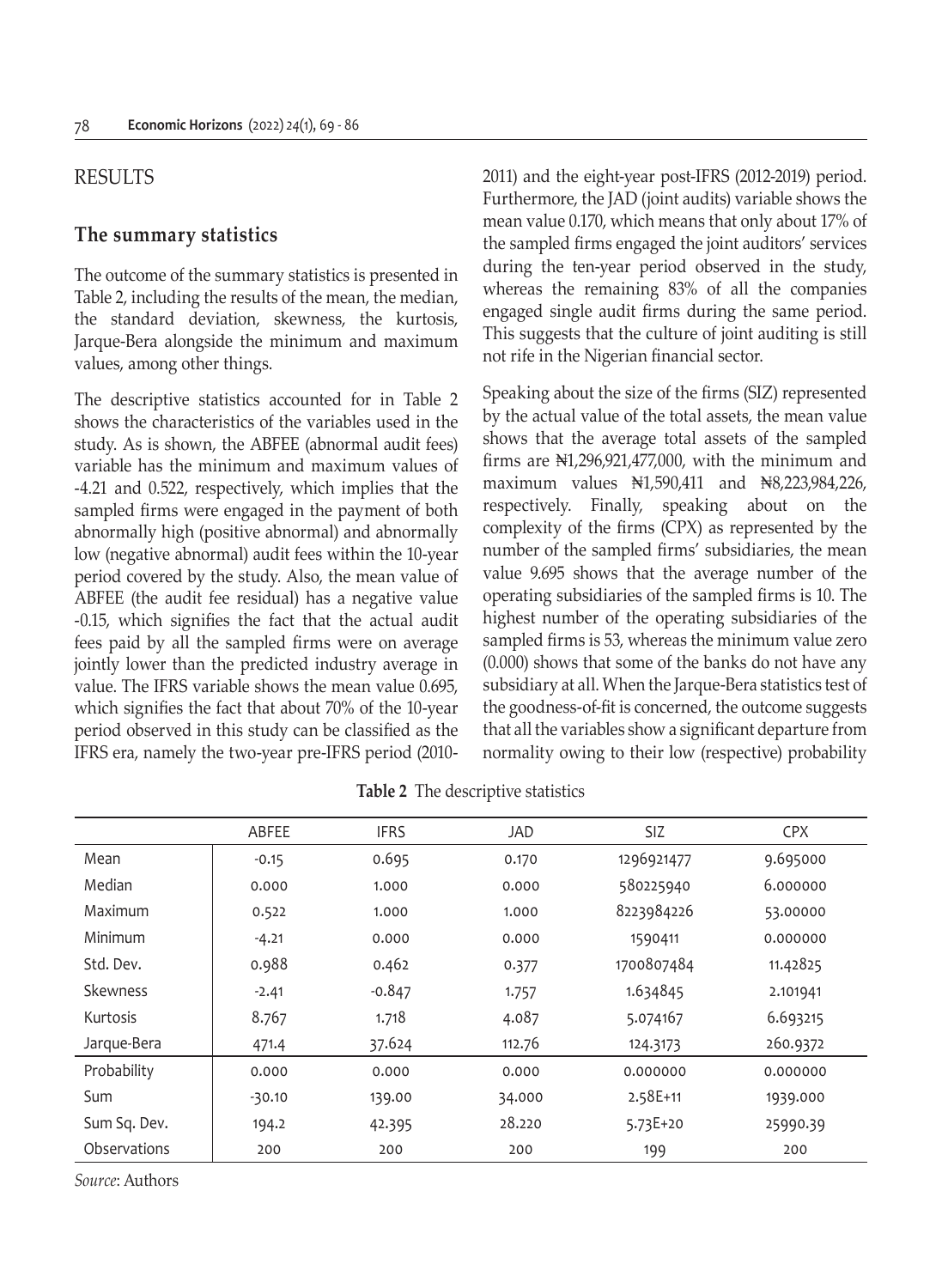# RESULTS

## The summary statistics

The outcome of the summary statistics is presented in Table 2, including the results of the mean, the median, the standard deviation, skewness, the kurtosis, Jarque-Bera alongside the minimum and maximum values, among other things.

The descriptive statistics accounted for in Table 2 shows the characteristics of the variables used in the study. As is shown, the ABFEE (abnormal audit fees) variable has the minimum and maximum values of -4.21 and 0.522, respectively, which implies that the sampled firms were engaged in the payment of both abnormally high (positive abnormal) and abnormally low (negative abnormal) audit fees within the 10-year period covered by the study. Also, the mean value of ABFEE (the audit fee residual) has a negative value -0.15, which signifies the fact that the actual audit fees paid by all the sampled firms were on average jointly lower than the predicted industry average in value. The IFRS variable shows the mean value 0.695, which signifies the fact that about 70% of the 10-year period observed in this study can be classified as the IFRS era, namely the two-year pre-IFRS period (2010-2011) and the eight-year post-IFRS (2012-2019) period. Furthermore, the JAD (joint audits) variable shows the mean value 0.170, which means that only about 17% of the sampled firms engaged the joint auditors' services during the ten-year period observed in the study, whereas the remaining 83% of all the companies engaged single audit firms during the same period. This suggests that the culture of joint auditing is still not rife in the Nigerian financial sector.

Speaking about the size of the firms (SIZ) represented by the actual value of the total assets, the mean value shows that the average total assets of the sampled firms are ₦1,296,921,477,000, with the minimum and maximum values ₦1,590,411 and ₦8,223,984,226, respectively. Finally, speaking about on the complexity of the firms (CPX) as represented by the number of the sampled firms' subsidiaries, the mean value 9.695 shows that the average number of the operating subsidiaries of the sampled firms is 10. The highest number of the operating subsidiaries of the sampled firms is 53, whereas the minimum value zero (0.000) shows that some of the banks do not have any subsidiary at all. When the Jarque-Bera statistics test of the goodness-of-fit is concerned, the outcome suggests that all the variables show a significant departure from normality owing to their low (respective) probability

**Table 2** The descriptive statistics

| | ABFEE | IFRS | JAD | SIZ | CPX |
|---|---|---|---|---|---|
| Mean | -0.15 | 0.695 | 0.170 | 1296921477 | 9.695000 |
| Median | 0.000 | 1.000 | 0.000 | 580225940 | 6.000000 |
| Maximum | 0.522 | 1.000 | 1.000 | 8223984226 | 53.00000 |
| Minimum | -4.21 | 0.000 | 0.000 | 1590411 | 0.000000 |
| Std. Dev. | 0.988 | 0.462 | 0.377 | 1700807484 | 11.42825 |
| Skewness | -2.41 | -0.847 | 1.757 | 1.634845 | 2.101941 |
| Kurtosis | 8.767 | 1.718 | 4.087 | 5.074167 | 6.693215 |
| Jarque-Bera | 471.4 | 37.624 | 112.76 | 124.3173 | 260.9372 |
| Probability | 0.000 | 0.000 | 0.000 | 0.000000 | 0.000000 |
| Sum | -30.10 | 139.00 | 34.000 | 2.58E+11 | 1939.000 |
| Sum Sq. Dev. | 194.2 | 42.395 | 28.220 | 5.73E+20 | 25990.39 |
| Observations | 200 | 200 | 200 | 199 | 200 |

*Source*: Authors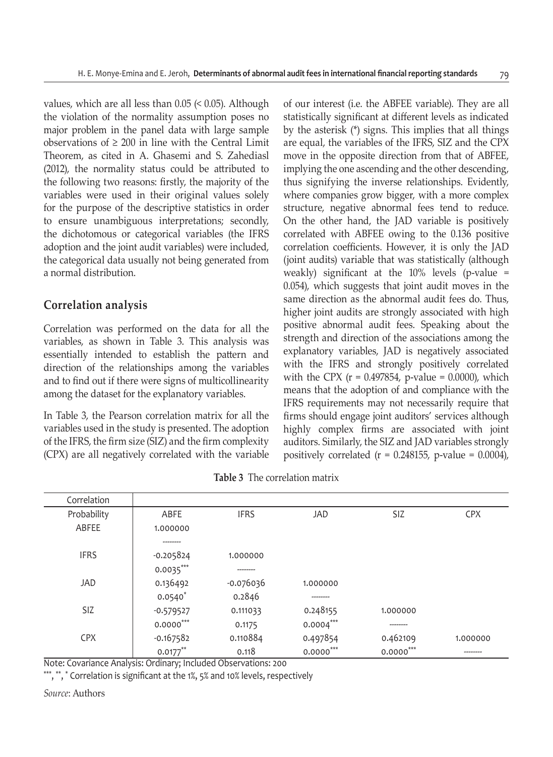values, which are all less than 0.05 (< 0.05). Although the violation of the normality assumption poses no major problem in the panel data with large sample observations of ≥ 200 in line with the Central Limit Theorem, as cited in A. Ghasemi and S. Zahediasl (2012), the normality status could be attributed to the following two reasons: firstly, the majority of the variables were used in their original values solely for the purpose of the descriptive statistics in order to ensure unambiguous interpretations; secondly, the dichotomous or categorical variables (the IFRS adoption and the joint audit variables) were included, the categorical data usually not being generated from a normal distribution.

## Correlation analysis

Correlation was performed on the data for all the variables, as shown in Table 3. This analysis was essentially intended to establish the pattern and direction of the relationships among the variables and to find out if there were signs of multicollinearity among the dataset for the explanatory variables.

In Table 3, the Pearson correlation matrix for all the variables used in the study is presented. The adoption of the IFRS, the firm size (SIZ) and the firm complexity (CPX) are all negatively correlated with the variable of our interest (i.e. the ABFEE variable). They are all statistically significant at different levels as indicated by the asterisk (*) signs. This implies that all things are equal, the variables of the IFRS, SIZ and the CPX move in the opposite direction from that of ABFEE, implying the one ascending and the other descending, thus signifying the inverse relationships. Evidently, where companies grow bigger, with a more complex structure, negative abnormal fees tend to reduce. On the other hand, the JAD variable is positively correlated with ABFEE owing to the 0.136 positive correlation coefficients. However, it is only the JAD (joint audits) variable that was statistically (although weakly) significant at the 10% levels (p-value = 0.054), which suggests that joint audit moves in the same direction as the abnormal audit fees do. Thus, higher joint audits are strongly associated with high positive abnormal audit fees. Speaking about the strength and direction of the associations among the explanatory variables, JAD is negatively associated with the IFRS and strongly positively correlated with the CPX (r = 0.497854, p-value = 0.0000), which means that the adoption of and compliance with the IFRS requirements may not necessarily require that firms should engage joint auditors' services although highly complex firms are associated with joint auditors. Similarly, the SIZ and JAD variables strongly positively correlated (r = 0.248155, p-value = 0.0004),

**Table 3** The correlation matrix

| Correlation / Probability | ABFE | IFRS | JAD | SIZ | CPX |
|---|---|---|---|---|---|
| ABFEE | 1.000000 | | | | |
| | -------- | | | | |
| IFRS | -0.205824 | 1.000000 | | | |
| | 0.0035*** | -------- | | | |
| JAD | 0.136492 | -0.076036 | 1.000000 | | |
| | 0.0540* | 0.2846 | -------- | | |
| SIZ | -0.579527 | 0.111033 | 0.248155 | 1.000000 | |
| | 0.0000*** | 0.1175 | 0.0004*** | -------- | |
| CPX | -0.167582 | 0.110884 | 0.497854 | 0.462109 | 1.000000 |
| | 0.0177** | 0.118 | 0.0000*** | 0.0000*** | -------- |

Note: Covariance Analysis: Ordinary; Included Observations: 200

***, **, * Correlation is significant at the 1%, 5% and 10% levels, respectively

*Source*: Authors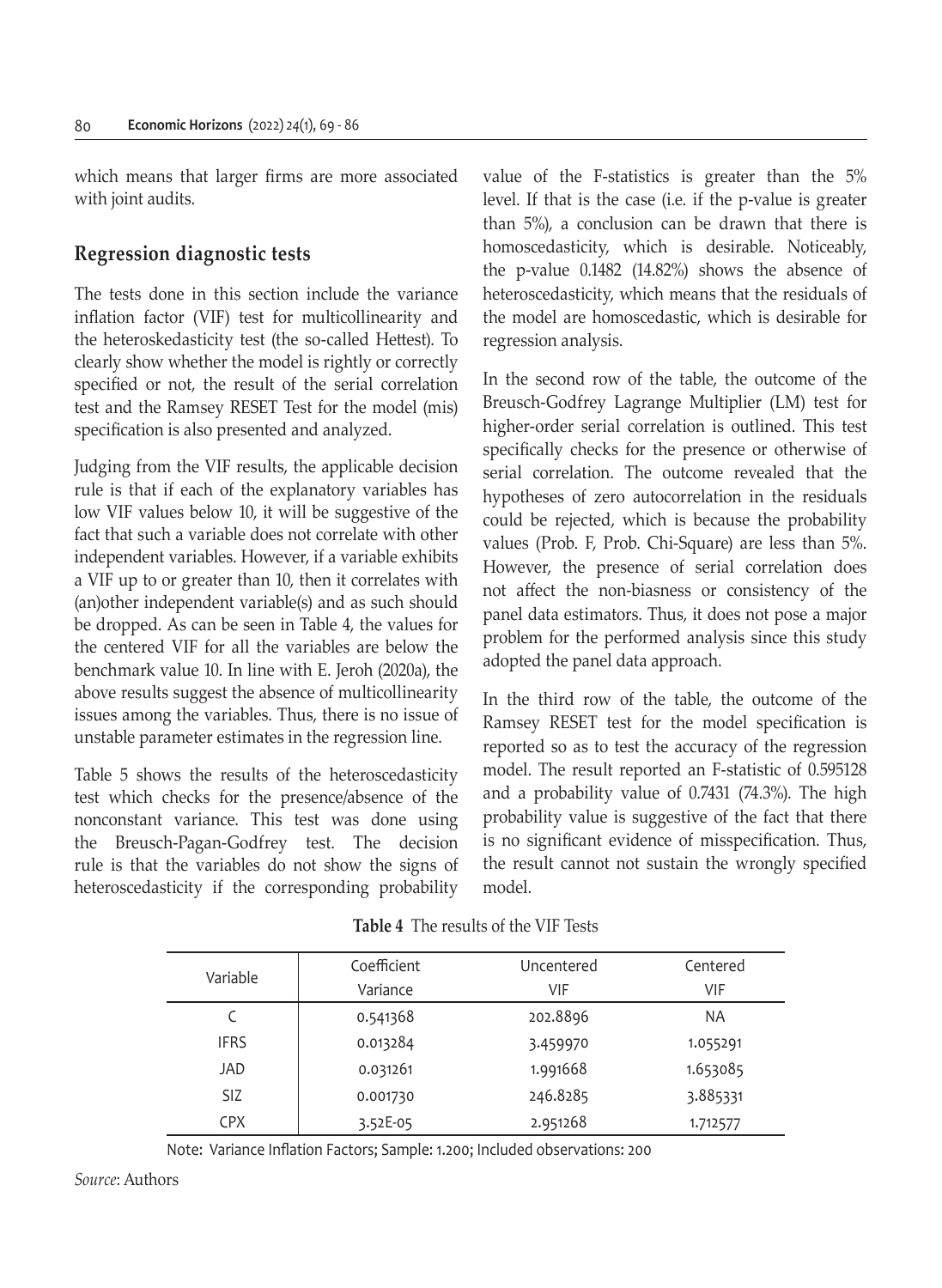which means that larger firms are more associated with joint audits.

## Regression diagnostic tests

The tests done in this section include the variance inflation factor (VIF) test for multicollinearity and the heteroskedasticity test (the so-called Hettest). To clearly show whether the model is rightly or correctly specified or not, the result of the serial correlation test and the Ramsey RESET Test for the model (mis) specification is also presented and analyzed.

Judging from the VIF results, the applicable decision rule is that if each of the explanatory variables has low VIF values below 10, it will be suggestive of the fact that such a variable does not correlate with other independent variables. However, if a variable exhibits a VIF up to or greater than 10, then it correlates with (an)other independent variable(s) and as such should be dropped. As can be seen in Table 4, the values for the centered VIF for all the variables are below the benchmark value 10. In line with E. Jeroh (2020a), the above results suggest the absence of multicollinearity issues among the variables. Thus, there is no issue of unstable parameter estimates in the regression line.

Table 5 shows the results of the heteroscedasticity test which checks for the presence/absence of the nonconstant variance. This test was done using the Breusch-Pagan-Godfrey test. The decision rule is that the variables do not show the signs of heteroscedasticity if the corresponding probability value of the F-statistics is greater than the 5% level. If that is the case (i.e. if the p-value is greater than 5%), a conclusion can be drawn that there is homoscedasticity, which is desirable. Noticeably, the p-value 0.1482 (14.82%) shows the absence of heteroscedasticity, which means that the residuals of the model are homoscedastic, which is desirable for regression analysis.

In the second row of the table, the outcome of the Breusch-Godfrey Lagrange Multiplier (LM) test for higher-order serial correlation is outlined. This test specifically checks for the presence or otherwise of serial correlation. The outcome revealed that the hypotheses of zero autocorrelation in the residuals could be rejected, which is because the probability values (Prob. F, Prob. Chi-Square) are less than 5%. However, the presence of serial correlation does not affect the non-biasness or consistency of the panel data estimators. Thus, it does not pose a major problem for the performed analysis since this study adopted the panel data approach.

In the third row of the table, the outcome of the Ramsey RESET test for the model specification is reported so as to test the accuracy of the regression model. The result reported an F-statistic of 0.595128 and a probability value of 0.7431 (74.3%). The high probability value is suggestive of the fact that there is no significant evidence of misspecification. Thus, the result cannot not sustain the wrongly specified model.

**Table 4** The results of the VIF Tests

| Variable | Coefficient Variance | Uncentered VIF | Centered VIF |
|---|---|---|---|
| C | 0.541368 | 202.8896 | NA |
| IFRS | 0.013284 | 3.459970 | 1.055291 |
| JAD | 0.031261 | 1.991668 | 1.653085 |
| SIZ | 0.001730 | 246.8285 | 3.885331 |
| CPX | 3.52E-05 | 2.951268 | 1.712577 |

Note: Variance Inflation Factors; Sample: 1.200; Included observations: 200

*Source*: Authors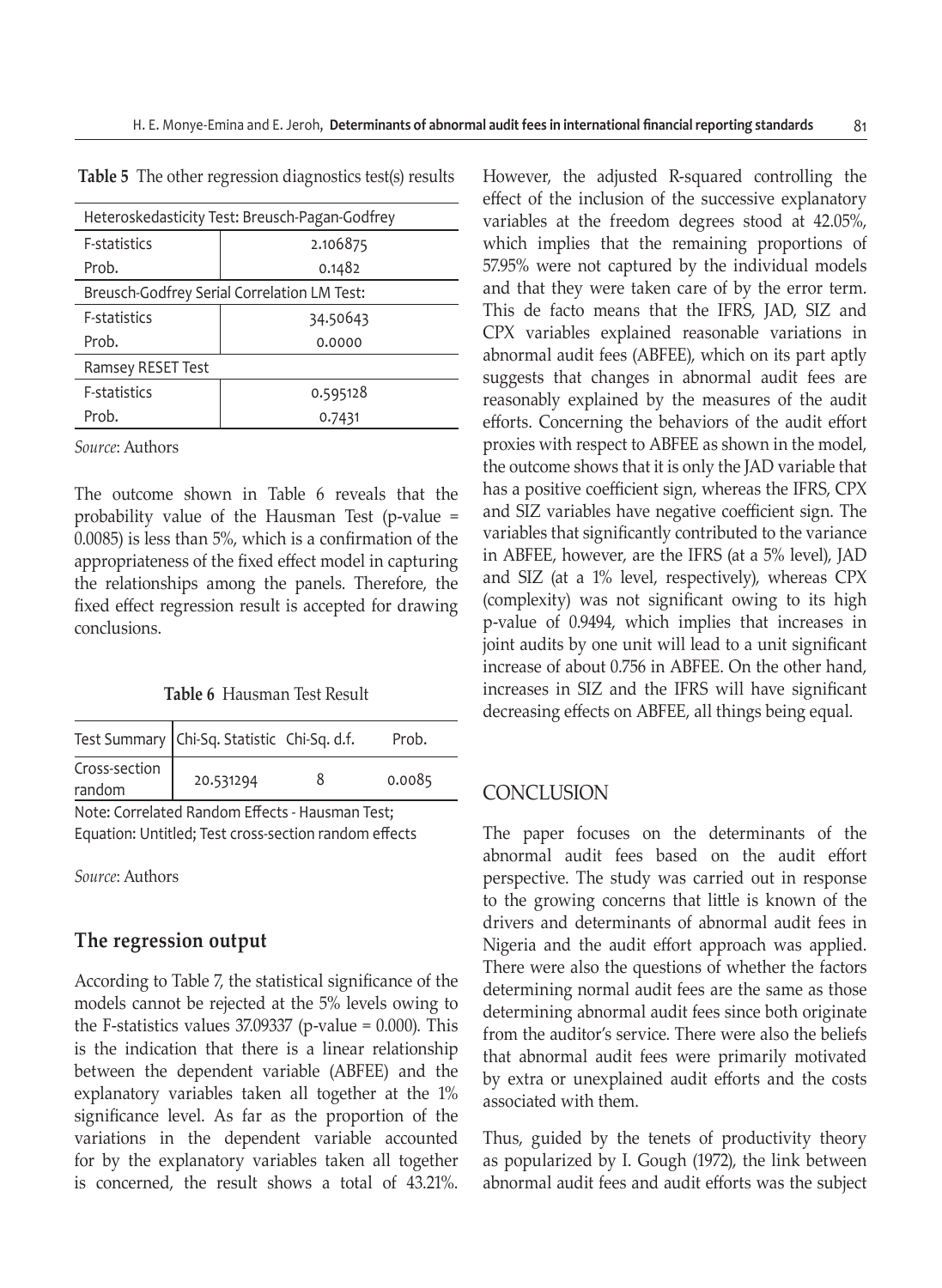**Table 5** The other regression diagnostics test(s) results

| Heteroskedasticity Test: Breusch-Pagan-Godfrey | |
|---|---|
| F-statistics | 2.106875 |
| Prob. | 0.1482 |
| Breusch-Godfrey Serial Correlation LM Test: | |
| F-statistics | 34.50643 |
| Prob. | 0.0000 |
| Ramsey RESET Test | |
| F-statistics | 0.595128 |
| Prob. | 0.7431 |

*Source*: Authors

The outcome shown in Table 6 reveals that the probability value of the Hausman Test (p-value = 0.0085) is less than 5%, which is a confirmation of the appropriateness of the fixed effect model in capturing the relationships among the panels. Therefore, the fixed effect regression result is accepted for drawing conclusions.

**Table 6** Hausman Test Result

| Test Summary | Chi-Sq. Statistic | Chi-Sq. d.f. | Prob. |
|---|---|---|---|
| Cross-section random | 20.531294 | 8 | 0.0085 |

Note: Correlated Random Effects - Hausman Test; Equation: Untitled; Test cross-section random effects

*Source*: Authors

### The regression output

According to Table 7, the statistical significance of the models cannot be rejected at the 5% levels owing to the F-statistics values 37.09337 (p-value = 0.000). This is the indication that there is a linear relationship between the dependent variable (ABFEE) and the explanatory variables taken all together at the 1% significance level. As far as the proportion of the variations in the dependent variable accounted for by the explanatory variables taken all together is concerned, the result shows a total of 43.21%. However, the adjusted R-squared controlling the effect of the inclusion of the successive explanatory variables at the freedom degrees stood at 42.05%, which implies that the remaining proportions of 57.95% were not captured by the individual models and that they were taken care of by the error term. This de facto means that the IFRS, JAD, SIZ and CPX variables explained reasonable variations in abnormal audit fees (ABFEE), which on its part aptly suggests that changes in abnormal audit fees are reasonably explained by the measures of the audit efforts. Concerning the behaviors of the audit effort proxies with respect to ABFEE as shown in the model, the outcome shows that it is only the JAD variable that has a positive coefficient sign, whereas the IFRS, CPX and SIZ variables have negative coefficient sign. The variables that significantly contributed to the variance in ABFEE, however, are the IFRS (at a 5% level), JAD and SIZ (at a 1% level, respectively), whereas CPX (complexity) was not significant owing to its high p-value of 0.9494, which implies that increases in joint audits by one unit will lead to a unit significant increase of about 0.756 in ABFEE. On the other hand, increases in SIZ and the IFRS will have significant decreasing effects on ABFEE, all things being equal.

## CONCLUSION

The paper focuses on the determinants of the abnormal audit fees based on the audit effort perspective. The study was carried out in response to the growing concerns that little is known of the drivers and determinants of abnormal audit fees in Nigeria and the audit effort approach was applied. There were also the questions of whether the factors determining normal audit fees are the same as those determining abnormal audit fees since both originate from the auditor's service. There were also the beliefs that abnormal audit fees were primarily motivated by extra or unexplained audit efforts and the costs associated with them.

Thus, guided by the tenets of productivity theory as popularized by I. Gough (1972), the link between abnormal audit fees and audit efforts was the subject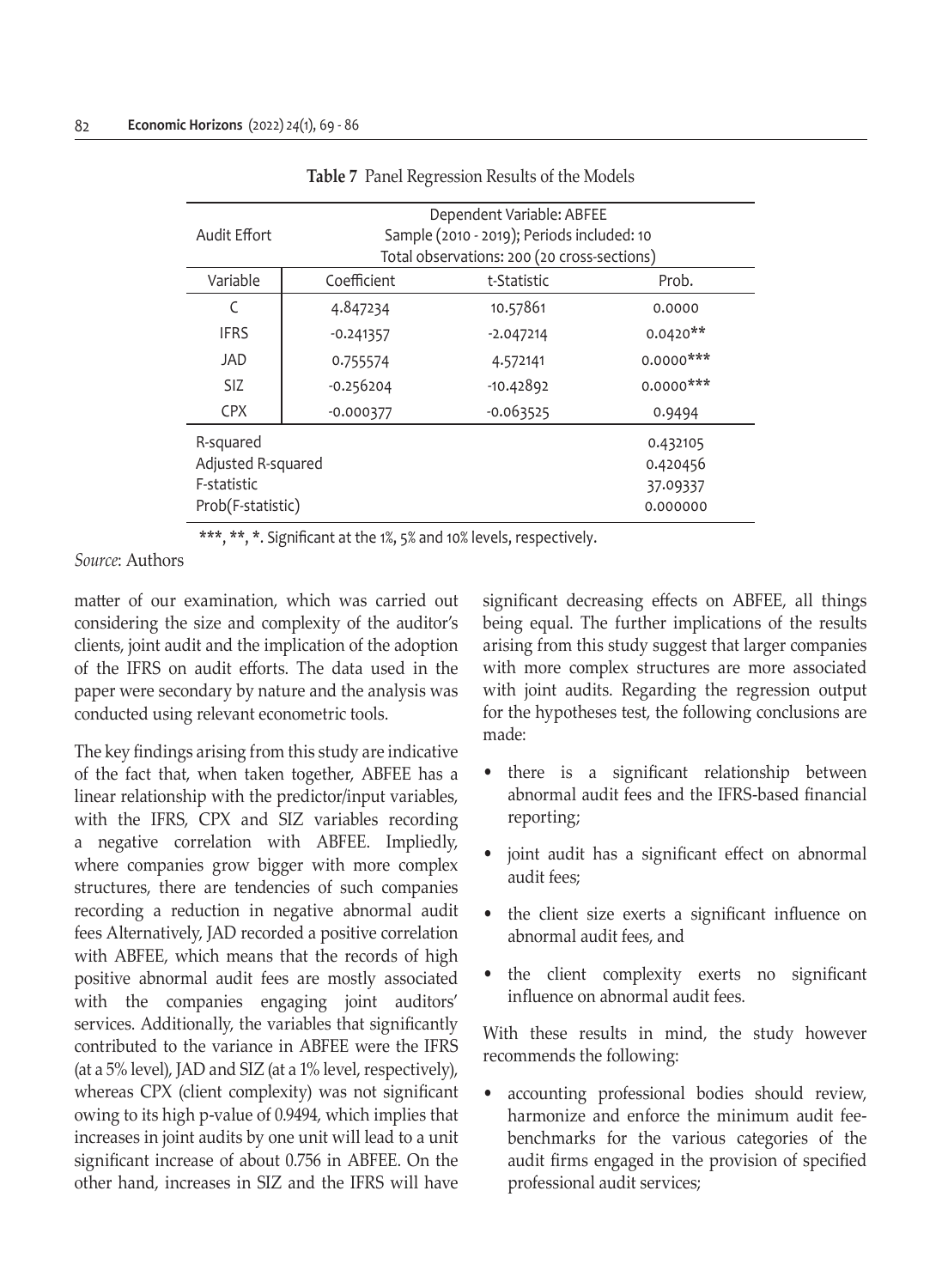**Table 7** Panel Regression Results of the Models

| Audit Effort | Dependent Variable: ABFEE<br>Sample (2010 - 2019); Periods included: 10<br>Total observations: 200 (20 cross-sections) | | |
|---|---|---|---|
| Variable | Coefficient | t-Statistic | Prob. |
| C | 4.847234 | 10.57861 | 0.0000 |
| IFRS | -0.241357 | -2.047214 | 0.0420** |
| JAD | 0.755574 | 4.572141 | 0.0000*** |
| SIZ | -0.256204 | -10.42892 | 0.0000*** |
| CPX | -0.000377 | -0.063525 | 0.9494 |
| R-squared | | | 0.432105 |
| Adjusted R-squared | | | 0.420456 |
| F-statistic | | | 37.09337 |
| Prob(F-statistic) | | | 0.000000 |

***, **, *. Significant at the 1%, 5% and 10% levels, respectively.

*Source*: Authors

matter of our examination, which was carried out considering the size and complexity of the auditor's clients, joint audit and the implication of the adoption of the IFRS on audit efforts. The data used in the paper were secondary by nature and the analysis was conducted using relevant econometric tools.

The key findings arising from this study are indicative of the fact that, when taken together, ABFEE has a linear relationship with the predictor/input variables, with the IFRS, CPX and SIZ variables recording a negative correlation with ABFEE. Impliedly, where companies grow bigger with more complex structures, there are tendencies of such companies recording a reduction in negative abnormal audit fees Alternatively, JAD recorded a positive correlation with ABFEE, which means that the records of high positive abnormal audit fees are mostly associated with the companies engaging joint auditors' services. Additionally, the variables that significantly contributed to the variance in ABFEE were the IFRS (at a 5% level), JAD and SIZ (at a 1% level, respectively), whereas CPX (client complexity) was not significant owing to its high p-value of 0.9494, which implies that increases in joint audits by one unit will lead to a unit significant increase of about 0.756 in ABFEE. On the other hand, increases in SIZ and the IFRS will have significant decreasing effects on ABFEE, all things being equal. The further implications of the results arising from this study suggest that larger companies with more complex structures are more associated with joint audits. Regarding the regression output for the hypotheses test, the following conclusions are made:

- there is a significant relationship between abnormal audit fees and the IFRS-based financial reporting;
- joint audit has a significant effect on abnormal audit fees;
- the client size exerts a significant influence on abnormal audit fees, and
- the client complexity exerts no significant influence on abnormal audit fees.

With these results in mind, the study however recommends the following:

- accounting professional bodies should review, harmonize and enforce the minimum audit fee-benchmarks for the various categories of the audit firms engaged in the provision of specified professional audit services;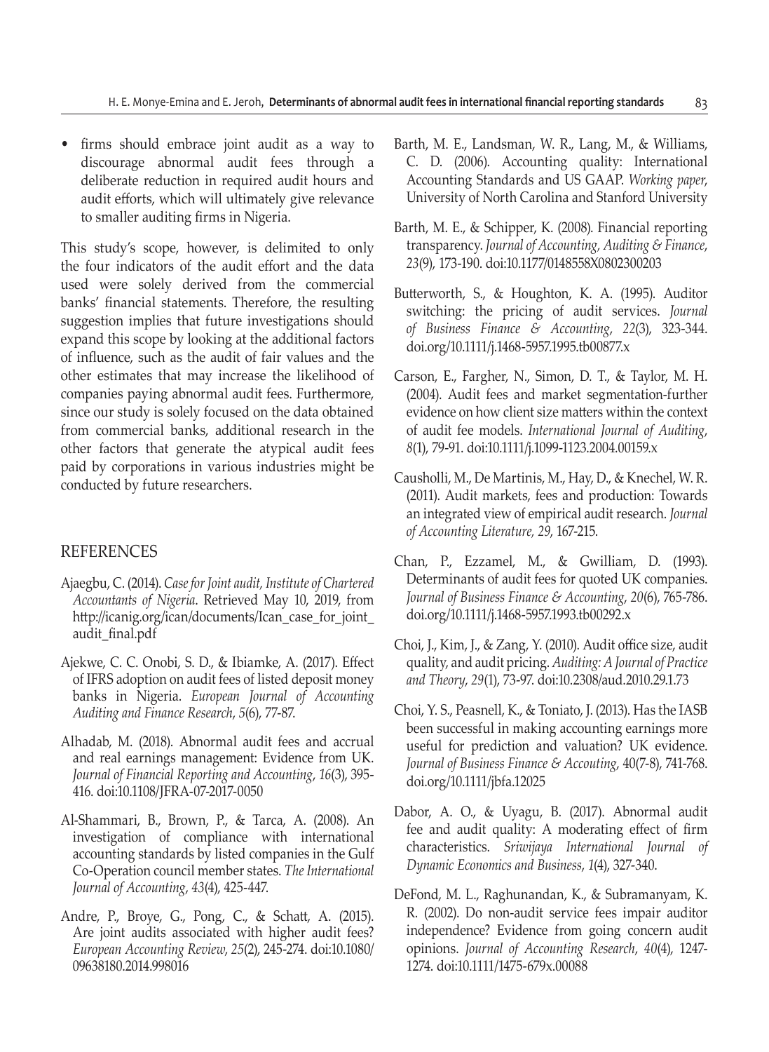- firms should embrace joint audit as a way to discourage abnormal audit fees through a deliberate reduction in required audit hours and audit efforts, which will ultimately give relevance to smaller auditing firms in Nigeria.

This study's scope, however, is delimited to only the four indicators of the audit effort and the data used were solely derived from the commercial banks' financial statements. Therefore, the resulting suggestion implies that future investigations should expand this scope by looking at the additional factors of influence, such as the audit of fair values and the other estimates that may increase the likelihood of companies paying abnormal audit fees. Furthermore, since our study is solely focused on the data obtained from commercial banks, additional research in the other factors that generate the atypical audit fees paid by corporations in various industries might be conducted by future researchers.

## REFERENCES

Ajaegbu, C. (2014). *Case for Joint audit, Institute of Chartered Accountants of Nigeria*. Retrieved May 10, 2019, from http://icanig.org/ican/documents/Ican_case_for_joint_audit_final.pdf

Ajekwe, C. C. Onobi, S. D., & Ibiamke, A. (2017). Effect of IFRS adoption on audit fees of listed deposit money banks in Nigeria. *European Journal of Accounting Auditing and Finance Research*, *5*(6), 77-87.

Alhadab, M. (2018). Abnormal audit fees and accrual and real earnings management: Evidence from UK. *Journal of Financial Reporting and Accounting*, *16*(3), 395-416. doi:10.1108/JFRA-07-2017-0050

Al-Shammari, B., Brown, P., & Tarca, A. (2008). An investigation of compliance with international accounting standards by listed companies in the Gulf Co-Operation council member states. *The International Journal of Accounting*, *43*(4), 425-447.

Andre, P., Broye, G., Pong, C., & Schatt, A. (2015). Are joint audits associated with higher audit fees? *European Accounting Review*, *25*(2), 245-274. doi:10.1080/09638180.2014.998016

Barth, M. E., Landsman, W. R., Lang, M., & Williams, C. D. (2006). Accounting quality: International Accounting Standards and US GAAP. *Working paper*, University of North Carolina and Stanford University

Barth, M. E., & Schipper, K. (2008). Financial reporting transparency. *Journal of Accounting, Auditing & Finance*, *23*(9), 173-190. doi:10.1177/0148558X0802300203

Butterworth, S., & Houghton, K. A. (1995). Auditor switching: the pricing of audit services. *Journal of Business Finance & Accounting*, *22*(3), 323-344. doi.org/10.1111/j.1468-5957.1995.tb00877.x

Carson, E., Fargher, N., Simon, D. T., & Taylor, M. H. (2004). Audit fees and market segmentation-further evidence on how client size matters within the context of audit fee models. *International Journal of Auditing*, *8*(1), 79-91. doi:10.1111/j.1099-1123.2004.00159.x

Causholli, M., De Martinis, M., Hay, D., & Knechel, W. R. (2011). Audit markets, fees and production: Towards an integrated view of empirical audit research. *Journal of Accounting Literature, 29*, 167-215.

Chan, P., Ezzamel, M., & Gwilliam, D. (1993). Determinants of audit fees for quoted UK companies. *Journal of Business Finance & Accounting*, *20*(6), 765-786. doi.org/10.1111/j.1468-5957.1993.tb00292.x

Choi, J., Kim, J., & Zang, Y. (2010). Audit office size, audit quality, and audit pricing. *Auditing: A Journal of Practice and Theory*, *29*(1), 73-97. doi:10.2308/aud.2010.29.1.73

Choi, Y. S., Peasnell, K., & Toniato, J. (2013). Has the IASB been successful in making accounting earnings more useful for prediction and valuation? UK evidence. *Journal of Business Finance & Accouting*, 40(7-8), 741-768. doi.org/10.1111/jbfa.12025

Dabor, A. O., & Uyagu, B. (2017). Abnormal audit fee and audit quality: A moderating effect of firm characteristics. *Sriwijaya International Journal of Dynamic Economics and Business*, *1*(4), 327-340.

DeFond, M. L., Raghunandan, K., & Subramanyam, K. R. (2002). Do non-audit service fees impair auditor independence? Evidence from going concern audit opinions. *Journal of Accounting Research*, *40*(4), 1247-1274. doi:10.1111/1475-679x.00088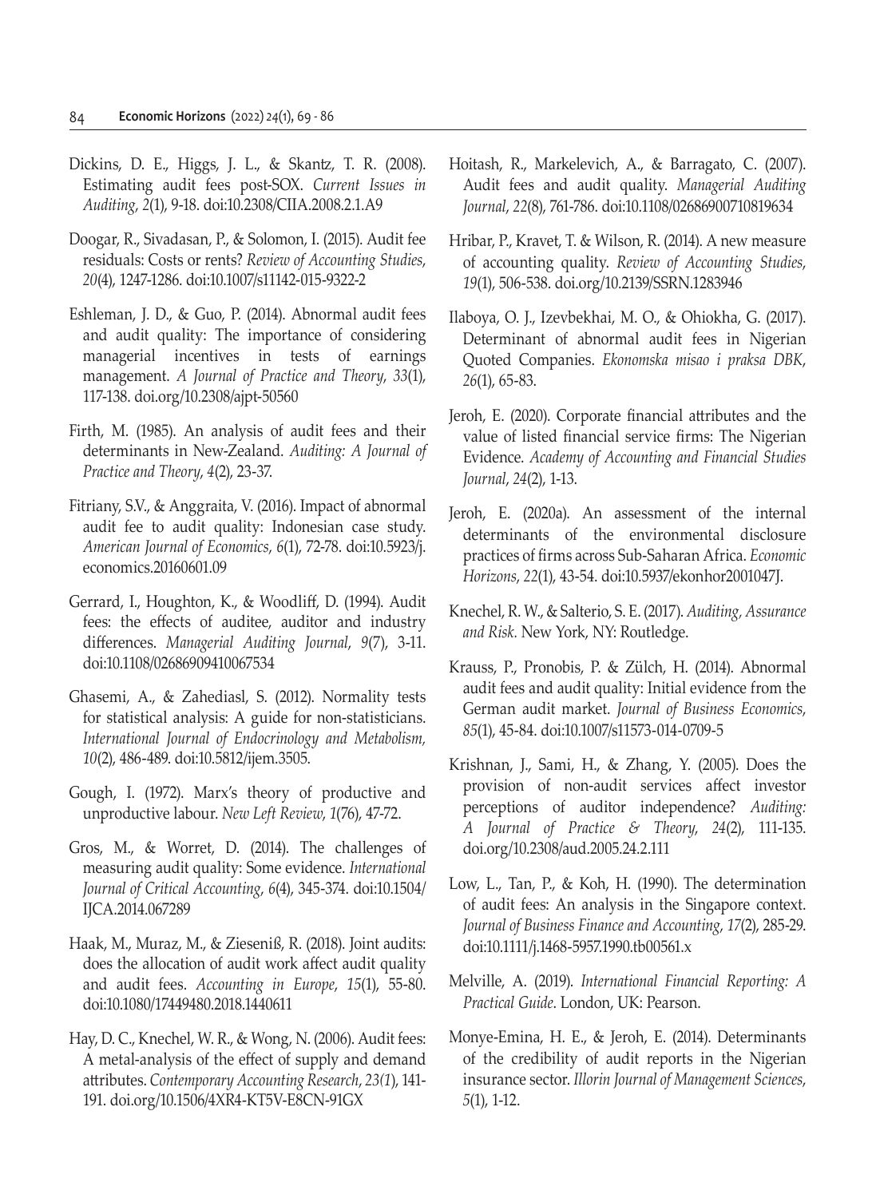Dickins, D. E., Higgs, J. L., & Skantz, T. R. (2008). Estimating audit fees post-SOX. *Current Issues in Auditing*, *2*(1), 9-18. doi:10.2308/CIIA.2008.2.1.A9

Doogar, R., Sivadasan, P., & Solomon, I. (2015). Audit fee residuals: Costs or rents? *Review of Accounting Studies*, *20*(4), 1247-1286. doi:10.1007/s11142-015-9322-2

Eshleman, J. D., & Guo, P. (2014). Abnormal audit fees and audit quality: The importance of considering managerial incentives in tests of earnings management. *A Journal of Practice and Theory*, *33*(1), 117-138. doi.org/10.2308/ajpt-50560

Firth, M. (1985). An analysis of audit fees and their determinants in New-Zealand. *Auditing: A Journal of Practice and Theory*, *4*(2), 23-37.

Fitriany, S.V., & Anggraita, V. (2016). Impact of abnormal audit fee to audit quality: Indonesian case study. *American Journal of Economics*, *6*(1), 72-78. doi:10.5923/j.economics.20160601.09

Gerrard, I., Houghton, K., & Woodliff, D. (1994). Audit fees: the effects of auditee, auditor and industry differences. *Managerial Auditing Journal*, *9*(7), 3-11. doi:10.1108/02686909410067534

Ghasemi, A., & Zahediasl, S. (2012). Normality tests for statistical analysis: A guide for non-statisticians. *International Journal of Endocrinology and Metabolism*, *10*(2), 486-489. doi:10.5812/ijem.3505.

Gough, I. (1972). Marx's theory of productive and unproductive labour. *New Left Review*, *1*(76), 47-72.

Gros, M., & Worret, D. (2014). The challenges of measuring audit quality: Some evidence. *International Journal of Critical Accounting*, *6*(4), 345-374. doi:10.1504/IJCA.2014.067289

Haak, M., Muraz, M., & Zieseniß, R. (2018). Joint audits: does the allocation of audit work affect audit quality and audit fees. *Accounting in Europe*, *15*(1), 55-80. doi:10.1080/17449480.2018.1440611

Hay, D. C., Knechel, W. R., & Wong, N. (2006). Audit fees: A metal-analysis of the effect of supply and demand attributes. *Contemporary Accounting Research*, *23(1*), 141-191. doi.org/10.1506/4XR4-KT5V-E8CN-91GX

Hoitash, R., Markelevich, A., & Barragato, C. (2007). Audit fees and audit quality. *Managerial Auditing Journal*, *22*(8), 761-786. doi:10.1108/02686900710819634

Hribar, P., Kravet, T. & Wilson, R. (2014). A new measure of accounting quality. *Review of Accounting Studies*, *19*(1), 506-538. doi.org/10.2139/SSRN.1283946

Ilaboya, O. J., Izevbekhai, M. O., & Ohiokha, G. (2017). Determinant of abnormal audit fees in Nigerian Quoted Companies. *Ekonomska misao i praksa DBK*, *26*(1), 65-83.

Jeroh, E. (2020). Corporate financial attributes and the value of listed financial service firms: The Nigerian Evidence. *Academy of Accounting and Financial Studies Journal*, *24*(2), 1-13.

Jeroh, E. (2020a). An assessment of the internal determinants of the environmental disclosure practices of firms across Sub-Saharan Africa. *Economic Horizons*, *22*(1), 43-54. doi:10.5937/ekonhor2001047J.

Knechel, R. W., & Salterio, S. E. (2017). *Auditing, Assurance and Risk*. New York, NY: Routledge.

Krauss, P., Pronobis, P. & Zülch, H. (2014). Abnormal audit fees and audit quality: Initial evidence from the German audit market. *Journal of Business Economics*, *85*(1), 45-84. doi:10.1007/s11573-014-0709-5

Krishnan, J., Sami, H., & Zhang, Y. (2005). Does the provision of non-audit services affect investor perceptions of auditor independence? *Auditing: A Journal of Practice & Theory*, *24*(2), 111-135. doi.org/10.2308/aud.2005.24.2.111

Low, L., Tan, P., & Koh, H. (1990). The determination of audit fees: An analysis in the Singapore context. *Journal of Business Finance and Accounting*, *17*(2), 285-29. doi:10.1111/j.1468-5957.1990.tb00561.x

Melville, A. (2019). *International Financial Reporting: A Practical Guide*. London, UK: Pearson.

Monye-Emina, H. E., & Jeroh, E. (2014). Determinants of the credibility of audit reports in the Nigerian insurance sector. *Illorin Journal of Management Sciences*, *5*(1), 1-12.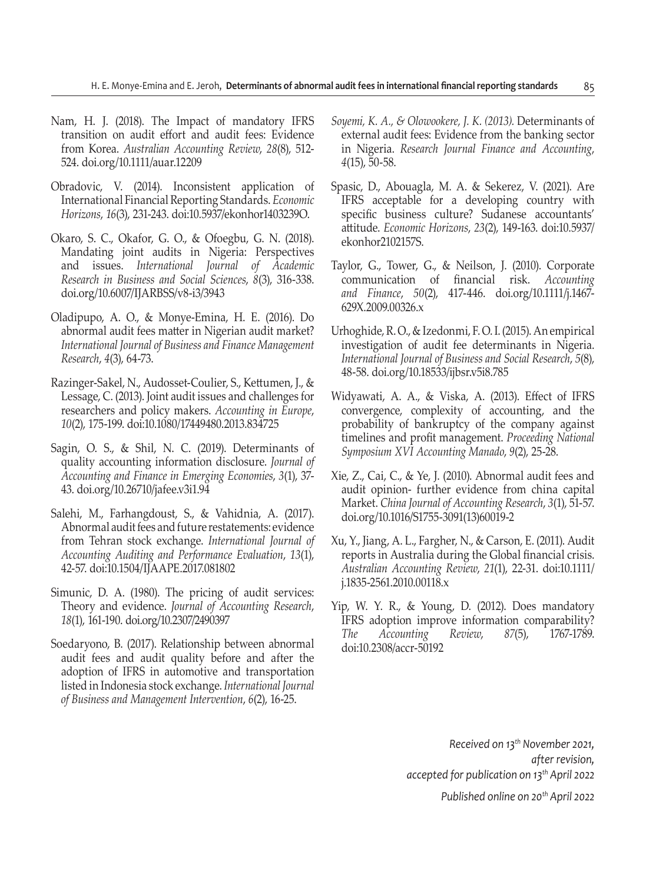Nam, H. J. (2018). The Impact of mandatory IFRS transition on audit effort and audit fees: Evidence from Korea. *Australian Accounting Review*, *28*(8), 512-524. doi.org/10.1111/auar.12209

Obradovic, V. (2014). Inconsistent application of International Financial Reporting Standards. *Economic Horizons*, *16*(3), 231-243. doi:10.5937/ekonhor1403239O.

Okaro, S. C., Okafor, G. O., & Ofoegbu, G. N. (2018). Mandating joint audits in Nigeria: Perspectives and issues. *International Journal of Academic Research in Business and Social Sciences*, *8*(3), 316-338. doi.org/10.6007/IJARBSS/v8-i3/3943

Oladipupo, A. O., & Monye-Emina, H. E. (2016). Do abnormal audit fees matter in Nigerian audit market? *International Journal of Business and Finance Management Research*, *4*(3), 64-73.

Razinger-Sakel, N., Audosset-Coulier, S., Kettumen, J., & Lessage, C. (2013). Joint audit issues and challenges for researchers and policy makers. *Accounting in Europe*, *10*(2), 175-199. doi:10.1080/17449480.2013.834725

Sagin, O. S., & Shil, N. C. (2019). Determinants of quality accounting information disclosure. *Journal of Accounting and Finance in Emerging Economies*, *3*(1), 37-43. doi.org/10.26710/jafee.v3i1.94

Salehi, M., Farhangdoust, S., & Vahidnia, A. (2017). Abnormal audit fees and future restatements: evidence from Tehran stock exchange. *International Journal of Accounting Auditing and Performance Evaluation*, *13*(1), 42-57. doi:10.1504/IJAAPE.2017.081802

Simunic, D. A. (1980). The pricing of audit services: Theory and evidence. *Journal of Accounting Research*, *18*(1), 161-190. doi.org/10.2307/2490397

Soedaryono, B. (2017). Relationship between abnormal audit fees and audit quality before and after the adoption of IFRS in automotive and transportation listed in Indonesia stock exchange. *International Journal of Business and Management Intervention*, *6*(2), 16-25.

*Soyemi, K. A., & Olowookere, J. K. (2013).* Determinants of external audit fees: Evidence from the banking sector in Nigeria. *Research Journal Finance and Accounting*, *4*(15), 50-58.

Spasic, D., Abouagla, M. A. & Sekerez, V. (2021). Are IFRS acceptable for a developing country with specific business culture? Sudanese accountants' attitude. *Economic Horizons*, *23*(2), 149-163. doi:10.5937/ekonhor2102157S.

Taylor, G., Tower, G., & Neilson, J. (2010). Corporate communication of financial risk. *Accounting and Finance*, *50*(2), 417-446. doi.org/10.1111/j.1467-629X.2009.00326.x

Urhoghide, R. O., & Izedonmi, F. O. I. (2015). An empirical investigation of audit fee determinants in Nigeria. *International Journal of Business and Social Research*, *5*(8), 48-58. doi.org/10.18533/ijbsr.v5i8.785

Widyawati, A. A., & Viska, A. (2013). Effect of IFRS convergence, complexity of accounting, and the probability of bankruptcy of the company against timelines and profit management. *Proceeding National Symposium XVI Accounting Manado*, *9*(2), 25-28.

Xie, Z., Cai, C., & Ye, J. (2010). Abnormal audit fees and audit opinion- further evidence from china capital Market. *China Journal of Accounting Research*, *3*(1), 51-57. doi.org/10.1016/S1755-3091(13)60019-2

Xu, Y., Jiang, A. L., Fargher, N., & Carson, E. (2011). Audit reports in Australia during the Global financial crisis. *Australian Accounting Review*, *21*(1), 22-31. doi:10.1111/j.1835-2561.2010.00118.x

Yip, W. Y. R., & Young, D. (2012). Does mandatory IFRS adoption improve information comparability? *The Accounting Review*, *87*(5), 1767-1789. doi:10.2308/accr-50192

*Received on 13th November 2021,*
*after revision,*
*accepted for publication on 13th April 2022*

*Published online on 20th April 2022*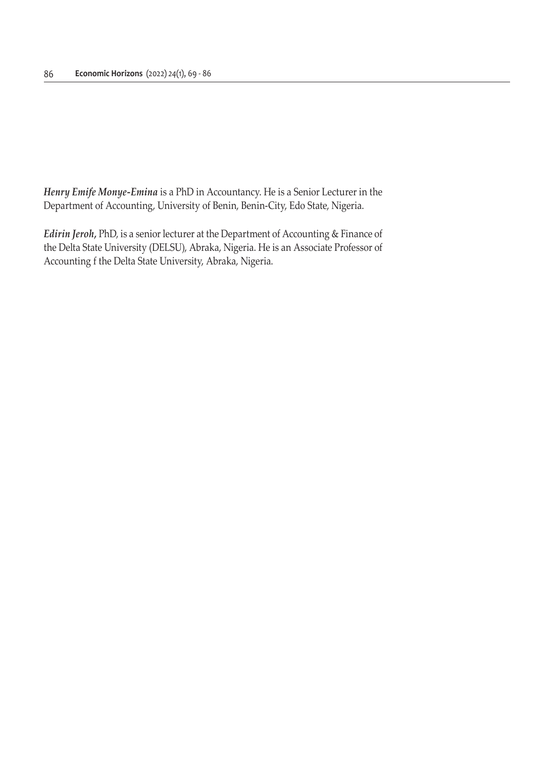***Henry Emife Monye-Emina*** is a PhD in Accountancy. He is a Senior Lecturer in the Department of Accounting, University of Benin, Benin-City, Edo State, Nigeria.

***Edirin Jeroh***, PhD, is a senior lecturer at the Department of Accounting & Finance of the Delta State University (DELSU), Abraka, Nigeria. He is an Associate Professor of Accounting f the Delta State University, Abraka, Nigeria.